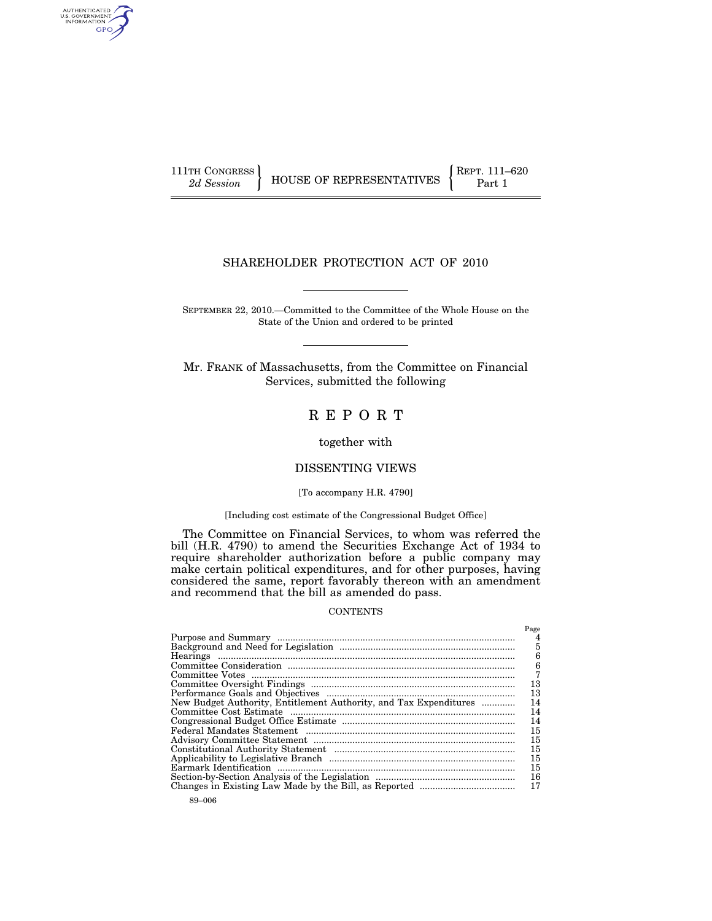111TH CONGRESS
*2d Session*

HOUSE OF REPRESENTATIVES

REPT. 111–620
Part 1

# SHAREHOLDER PROTECTION ACT OF 2010

SEPTEMBER 22, 2010.—Committed to the Committee of the Whole House on the State of the Union and ordered to be printed

Mr. FRANK of Massachusetts, from the Committee on Financial Services, submitted the following

# R E P O R T

together with

## DISSENTING VIEWS

[To accompany H.R. 4790]

[Including cost estimate of the Congressional Budget Office]

The Committee on Financial Services, to whom was referred the bill (H.R. 4790) to amend the Securities Exchange Act of 1934 to require shareholder authorization before a public company may make certain political expenditures, and for other purposes, having considered the same, report favorably thereon with an amendment and recommend that the bill as amended do pass.

CONTENTS

| | Page |
|---|---|
| Purpose and Summary | 4 |
| Background and Need for Legislation | 5 |
| Hearings | 6 |
| Committee Consideration | 6 |
| Committee Votes | 7 |
| Committee Oversight Findings | 13 |
| Performance Goals and Objectives | 13 |
| New Budget Authority, Entitlement Authority, and Tax Expenditures | 14 |
| Committee Cost Estimate | 14 |
| Congressional Budget Office Estimate | 14 |
| Federal Mandates Statement | 15 |
| Advisory Committee Statement | 15 |
| Constitutional Authority Statement | 15 |
| Applicability to Legislative Branch | 15 |
| Earmark Identification | 15 |
| Section-by-Section Analysis of the Legislation | 16 |
| Changes in Existing Law Made by the Bill, as Reported | 17 |

89–006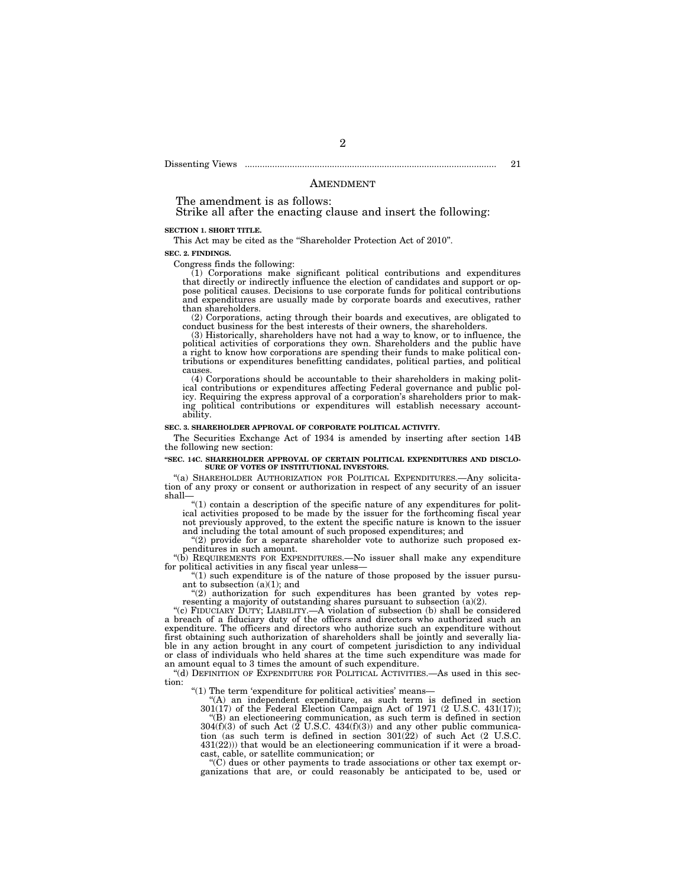Dissenting Views .................................................................................................... 21

## AMENDMENT

The amendment is as follows:

Strike all after the enacting clause and insert the following:

**SECTION 1. SHORT TITLE.**

This Act may be cited as the "Shareholder Protection Act of 2010".

**SEC. 2. FINDINGS.**

Congress finds the following:

(1) Corporations make significant political contributions and expenditures that directly or indirectly influence the election of candidates and support or oppose political causes. Decisions to use corporate funds for political contributions and expenditures are usually made by corporate boards and executives, rather than shareholders.

(2) Corporations, acting through their boards and executives, are obligated to conduct business for the best interests of their owners, the shareholders.

(3) Historically, shareholders have not had a way to know, or to influence, the political activities of corporations they own. Shareholders and the public have a right to know how corporations are spending their funds to make political contributions or expenditures benefitting candidates, political parties, and political causes.

(4) Corporations should be accountable to their shareholders in making political contributions or expenditures affecting Federal governance and public policy. Requiring the express approval of a corporation's shareholders prior to making political contributions or expenditures will establish necessary accountability.

**SEC. 3. SHAREHOLDER APPROVAL OF CORPORATE POLITICAL ACTIVITY.**

The Securities Exchange Act of 1934 is amended by inserting after section 14B the following new section:

**"SEC. 14C. SHAREHOLDER APPROVAL OF CERTAIN POLITICAL EXPENDITURES AND DISCLOSURE OF VOTES OF INSTITUTIONAL INVESTORS.**

"(a) SHAREHOLDER AUTHORIZATION FOR POLITICAL EXPENDITURES.—Any solicitation of any proxy or consent or authorization in respect of any security of an issuer shall—

"(1) contain a description of the specific nature of any expenditures for political activities proposed to be made by the issuer for the forthcoming fiscal year not previously approved, to the extent the specific nature is known to the issuer and including the total amount of such proposed expenditures; and

"(2) provide for a separate shareholder vote to authorize such proposed expenditures in such amount.

"(b) REQUIREMENTS FOR EXPENDITURES.—No issuer shall make any expenditure for political activities in any fiscal year unless—

"(1) such expenditure is of the nature of those proposed by the issuer pursuant to subsection (a)(1); and

"(2) authorization for such expenditures has been granted by votes representing a majority of outstanding shares pursuant to subsection (a)(2).

"(c) FIDUCIARY DUTY; LIABILITY.—A violation of subsection (b) shall be considered a breach of a fiduciary duty of the officers and directors who authorized such an expenditure. The officers and directors who authorize such an expenditure without first obtaining such authorization of shareholders shall be jointly and severally liable in any action brought in any court of competent jurisdiction to any individual or class of individuals who held shares at the time such expenditure was made for an amount equal to 3 times the amount of such expenditure.

"(d) DEFINITION OF EXPENDITURE FOR POLITICAL ACTIVITIES.—As used in this section:

"(1) The term 'expenditure for political activities' means—

"(A) an independent expenditure, as such term is defined in section 301(17) of the Federal Election Campaign Act of 1971 (2 U.S.C. 431(17));

"(B) an electioneering communication, as such term is defined in section 304(f)(3) of such Act (2 U.S.C. 434(f)(3)) and any other public communication (as such term is defined in section 301(22) of such Act (2 U.S.C. 431(22))) that would be an electioneering communication if it were a broadcast, cable, or satellite communication; or

"(C) dues or other payments to trade associations or other tax exempt organizations that are, or could reasonably be anticipated to be, used or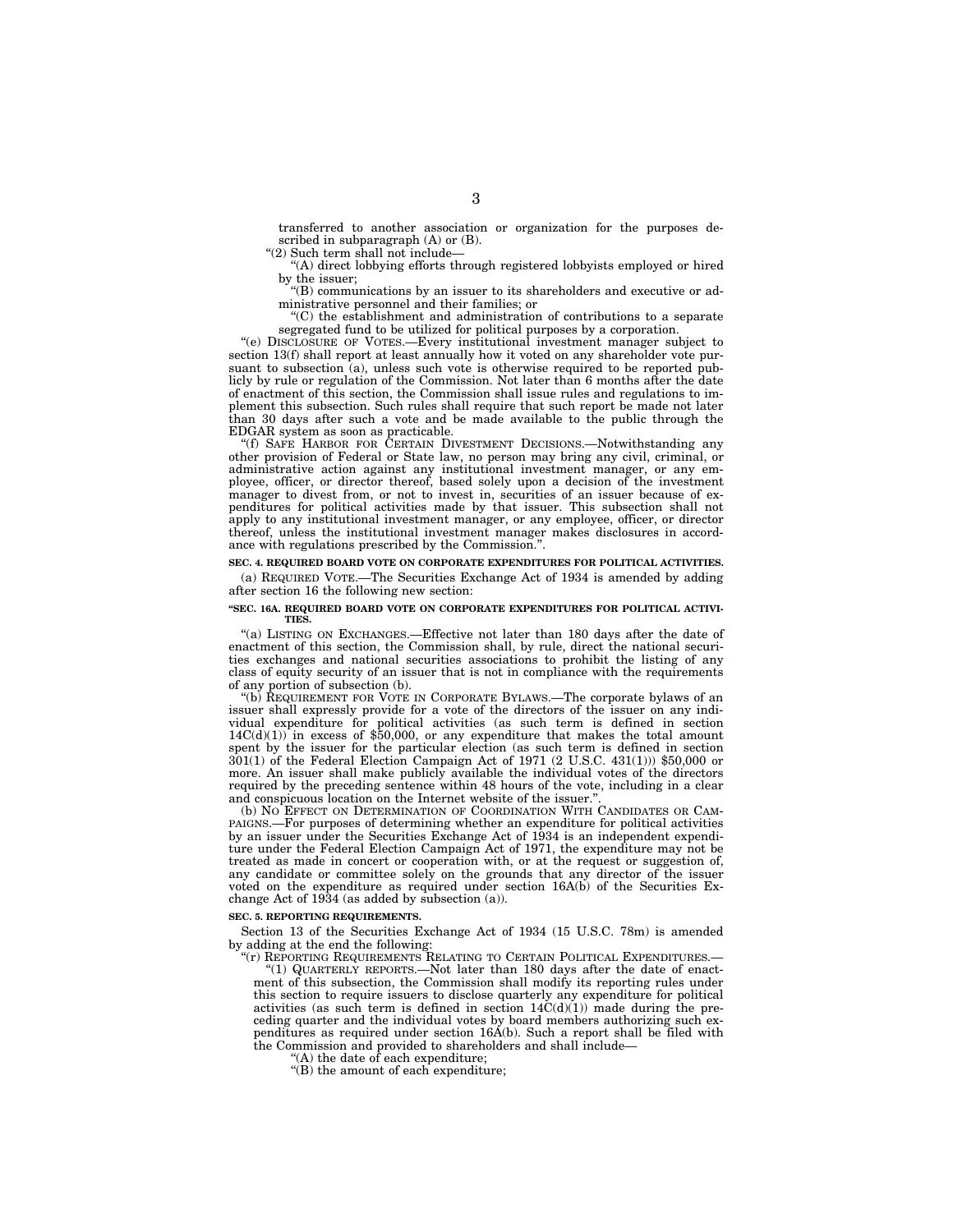transferred to another association or organization for the purposes described in subparagraph (A) or (B).

"(2) Such term shall not include—

"(A) direct lobbying efforts through registered lobbyists employed or hired by the issuer;

"(B) communications by an issuer to its shareholders and executive or administrative personnel and their families; or

"(C) the establishment and administration of contributions to a separate segregated fund to be utilized for political purposes by a corporation.

"(e) DISCLOSURE OF VOTES.—Every institutional investment manager subject to section 13(f) shall report at least annually how it voted on any shareholder vote pursuant to subsection (a), unless such vote is otherwise required to be reported publicly by rule or regulation of the Commission. Not later than 6 months after the date of enactment of this section, the Commission shall issue rules and regulations to implement this subsection. Such rules shall require that such report be made not later than 30 days after such a vote and be made available to the public through the EDGAR system as soon as practicable.

"(f) SAFE HARBOR FOR CERTAIN DIVESTMENT DECISIONS.—Notwithstanding any other provision of Federal or State law, no person may bring any civil, criminal, or administrative action against any institutional investment manager, or any employee, officer, or director thereof, based solely upon a decision of the investment manager to divest from, or not to invest in, securities of an issuer because of expenditures for political activities made by that issuer. This subsection shall not apply to any institutional investment manager, or any employee, officer, or director thereof, unless the institutional investment manager makes disclosures in accordance with regulations prescribed by the Commission.".

**SEC. 4. REQUIRED BOARD VOTE ON CORPORATE EXPENDITURES FOR POLITICAL ACTIVITIES.**

(a) REQUIRED VOTE.—The Securities Exchange Act of 1934 is amended by adding after section 16 the following new section:

**"SEC. 16A. REQUIRED BOARD VOTE ON CORPORATE EXPENDITURES FOR POLITICAL ACTIVITIES.**

"(a) LISTING ON EXCHANGES.—Effective not later than 180 days after the date of enactment of this section, the Commission shall, by rule, direct the national securities exchanges and national securities associations to prohibit the listing of any class of equity security of an issuer that is not in compliance with the requirements of any portion of subsection (b).

"(b) REQUIREMENT FOR VOTE IN CORPORATE BYLAWS.—The corporate bylaws of an issuer shall expressly provide for a vote of the directors of the issuer on any individual expenditure for political activities (as such term is defined in section 14C(d)(1)) in excess of $50,000, or any expenditure that makes the total amount spent by the issuer for the particular election (as such term is defined in section 301(1) of the Federal Election Campaign Act of 1971 (2 U.S.C. 431(1))) $50,000 or more. An issuer shall make publicly available the individual votes of the directors required by the preceding sentence within 48 hours of the vote, including in a clear and conspicuous location on the Internet website of the issuer.".

(b) NO EFFECT ON DETERMINATION OF COORDINATION WITH CANDIDATES OR CAMPAIGNS.—For purposes of determining whether an expenditure for political activities by an issuer under the Securities Exchange Act of 1934 is an independent expenditure under the Federal Election Campaign Act of 1971, the expenditure may not be treated as made in concert or cooperation with, or at the request or suggestion of, any candidate or committee solely on the grounds that any director of the issuer voted on the expenditure as required under section 16A(b) of the Securities Exchange Act of 1934 (as added by subsection (a)).

**SEC. 5. REPORTING REQUIREMENTS.**

Section 13 of the Securities Exchange Act of 1934 (15 U.S.C. 78m) is amended by adding at the end the following:

"(r) REPORTING REQUIREMENTS RELATING TO CERTAIN POLITICAL EXPENDITURES.—

"(1) QUARTERLY REPORTS.—Not later than 180 days after the date of enactment of this subsection, the Commission shall modify its reporting rules under this section to require issuers to disclose quarterly any expenditure for political activities (as such term is defined in section 14C(d)(1)) made during the preceding quarter and the individual votes by board members authorizing such expenditures as required under section 16A(b). Such a report shall be filed with the Commission and provided to shareholders and shall include—

"(A) the date of each expenditure;

"(B) the amount of each expenditure;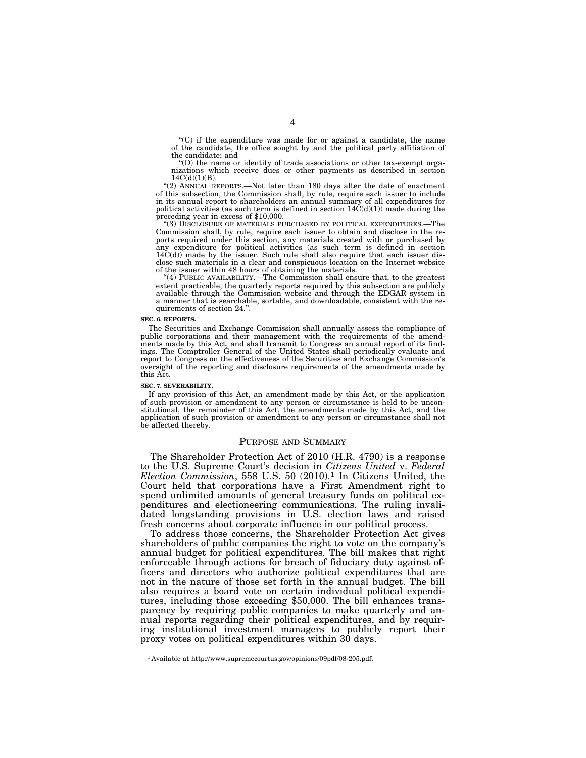"(C) if the expenditure was made for or against a candidate, the name of the candidate, the office sought by and the political party affiliation of the candidate; and

"(D) the name or identity of trade associations or other tax-exempt organizations which receive dues or other payments as described in section 14C(d)(1)(B).

"(2) ANNUAL REPORTS.—Not later than 180 days after the date of enactment of this subsection, the Commission shall, by rule, require each issuer to include in its annual report to shareholders an annual summary of all expenditures for political activities (as such term is defined in section 14C(d)(1)) made during the preceding year in excess of $10,000.

"(3) DISCLOSURE OF MATERIALS PURCHASED BY POLITICAL EXPENDITURES.—The Commission shall, by rule, require each issuer to obtain and disclose in the reports required under this section, any materials created with or purchased by any expenditure for political activities (as such term is defined in section 14C(d)) made by the issuer. Such rule shall also require that each issuer disclose such materials in a clear and conspicuous location on the Internet website of the issuer within 48 hours of obtaining the materials.

"(4) PUBLIC AVAILABILITY.—The Commission shall ensure that, to the greatest extent practicable, the quarterly reports required by this subsection are publicly available through the Commission website and through the EDGAR system in a manner that is searchable, sortable, and downloadable, consistent with the requirements of section 24.".

**SEC. 6. REPORTS.**

The Securities and Exchange Commission shall annually assess the compliance of public corporations and their management with the requirements of the amendments made by this Act, and shall transmit to Congress an annual report of its findings. The Comptroller General of the United States shall periodically evaluate and report to Congress on the effectiveness of the Securities and Exchange Commission's oversight of the reporting and disclosure requirements of the amendments made by this Act.

**SEC. 7. SEVERABILITY.**

If any provision of this Act, an amendment made by this Act, or the application of such provision or amendment to any person or circumstance is held to be unconstitutional, the remainder of this Act, the amendments made by this Act, and the application of such provision or amendment to any person or circumstance shall not be affected thereby.

## PURPOSE AND SUMMARY

The Shareholder Protection Act of 2010 (H.R. 4790) is a response to the U.S. Supreme Court's decision in *Citizens United* v. *Federal Election Commission*, 558 U.S. 50 (2010).[1] In Citizens United, the Court held that corporations have a First Amendment right to spend unlimited amounts of general treasury funds on political expenditures and electioneering communications. The ruling invalidated longstanding provisions in U.S. election laws and raised fresh concerns about corporate influence in our political process.

To address those concerns, the Shareholder Protection Act gives shareholders of public companies the right to vote on the company's annual budget for political expenditures. The bill makes that right enforceable through actions for breach of fiduciary duty against officers and directors who authorize political expenditures that are not in the nature of those set forth in the annual budget. The bill also requires a board vote on certain individual political expenditures, including those exceeding $50,000. The bill enhances transparency by requiring public companies to make quarterly and annual reports regarding their political expenditures, and by requiring institutional investment managers to publicly report their proxy votes on political expenditures within 30 days.

[1] Available at http://www.supremecourtus.gov/opinions/09pdf/08-205.pdf.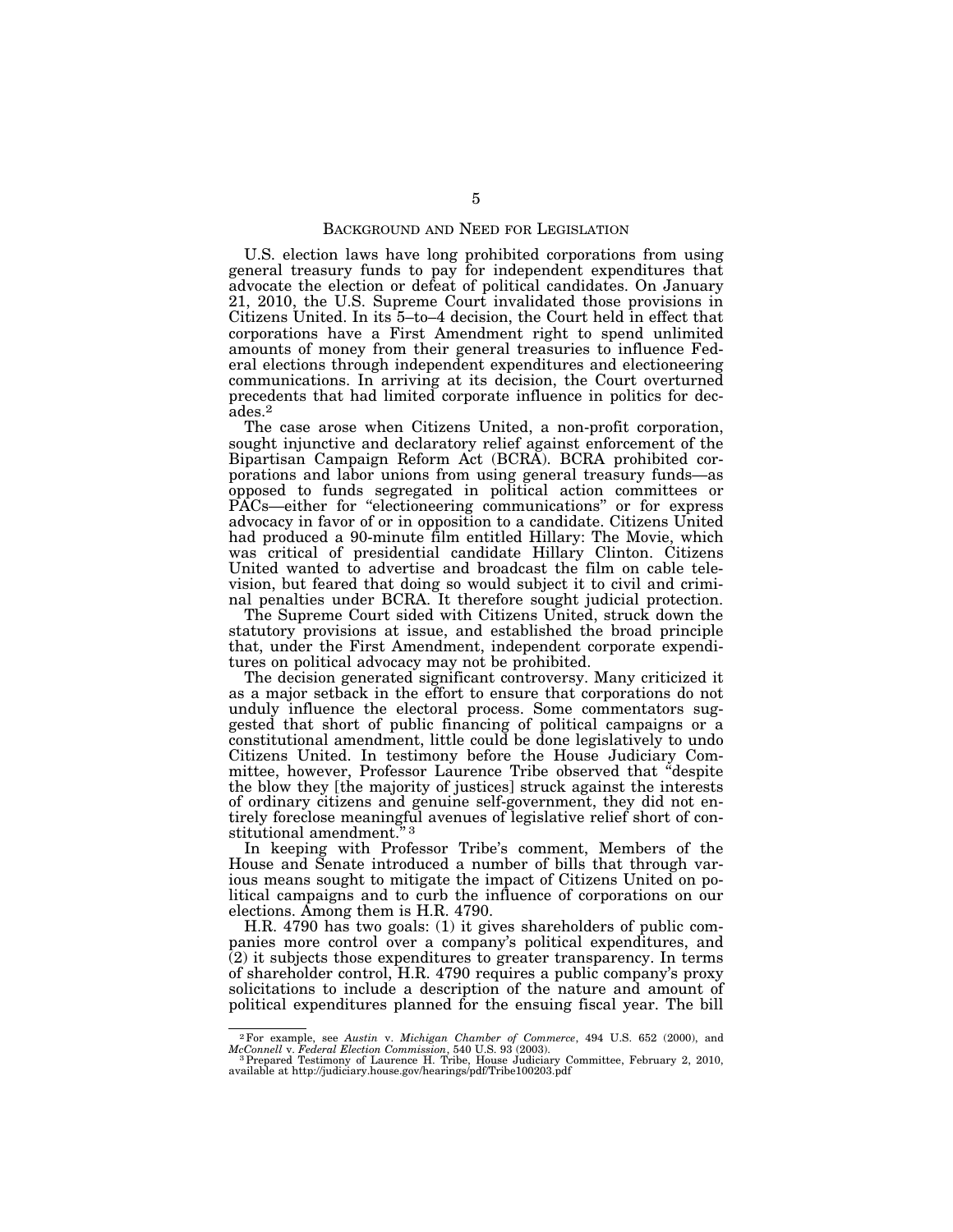## BACKGROUND AND NEED FOR LEGISLATION

U.S. election laws have long prohibited corporations from using general treasury funds to pay for independent expenditures that advocate the election or defeat of political candidates. On January 21, 2010, the U.S. Supreme Court invalidated those provisions in Citizens United. In its 5–to–4 decision, the Court held in effect that corporations have a First Amendment right to spend unlimited amounts of money from their general treasuries to influence Federal elections through independent expenditures and electioneering communications. In arriving at its decision, the Court overturned precedents that had limited corporate influence in politics for decades.[2]

The case arose when Citizens United, a non-profit corporation, sought injunctive and declaratory relief against enforcement of the Bipartisan Campaign Reform Act (BCRA). BCRA prohibited corporations and labor unions from using general treasury funds—as opposed to funds segregated in political action committees or PACs—either for "electioneering communications" or for express advocacy in favor of or in opposition to a candidate. Citizens United had produced a 90-minute film entitled Hillary: The Movie, which was critical of presidential candidate Hillary Clinton. Citizens United wanted to advertise and broadcast the film on cable television, but feared that doing so would subject it to civil and criminal penalties under BCRA. It therefore sought judicial protection.

The Supreme Court sided with Citizens United, struck down the statutory provisions at issue, and established the broad principle that, under the First Amendment, independent corporate expenditures on political advocacy may not be prohibited.

The decision generated significant controversy. Many criticized it as a major setback in the effort to ensure that corporations do not unduly influence the electoral process. Some commentators suggested that short of public financing of political campaigns or a constitutional amendment, little could be done legislatively to undo Citizens United. In testimony before the House Judiciary Committee, however, Professor Laurence Tribe observed that "despite the blow they [the majority of justices] struck against the interests of ordinary citizens and genuine self-government, they did not entirely foreclose meaningful avenues of legislative relief short of constitutional amendment."[3]

In keeping with Professor Tribe's comment, Members of the House and Senate introduced a number of bills that through various means sought to mitigate the impact of Citizens United on political campaigns and to curb the influence of corporations on our elections. Among them is H.R. 4790.

H.R. 4790 has two goals: (1) it gives shareholders of public companies more control over a company's political expenditures, and (2) it subjects those expenditures to greater transparency. In terms of shareholder control, H.R. 4790 requires a public company's proxy solicitations to include a description of the nature and amount of political expenditures planned for the ensuing fiscal year. The bill

---

[2] For example, see *Austin* v. *Michigan Chamber of Commerce*, 494 U.S. 652 (2000), and *McConnell* v. *Federal Election Commission*, 540 U.S. 93 (2003).

[3] Prepared Testimony of Laurence H. Tribe, House Judiciary Committee, February 2, 2010, available at http://judiciary.house.gov/hearings/pdf/Tribe100203.pdf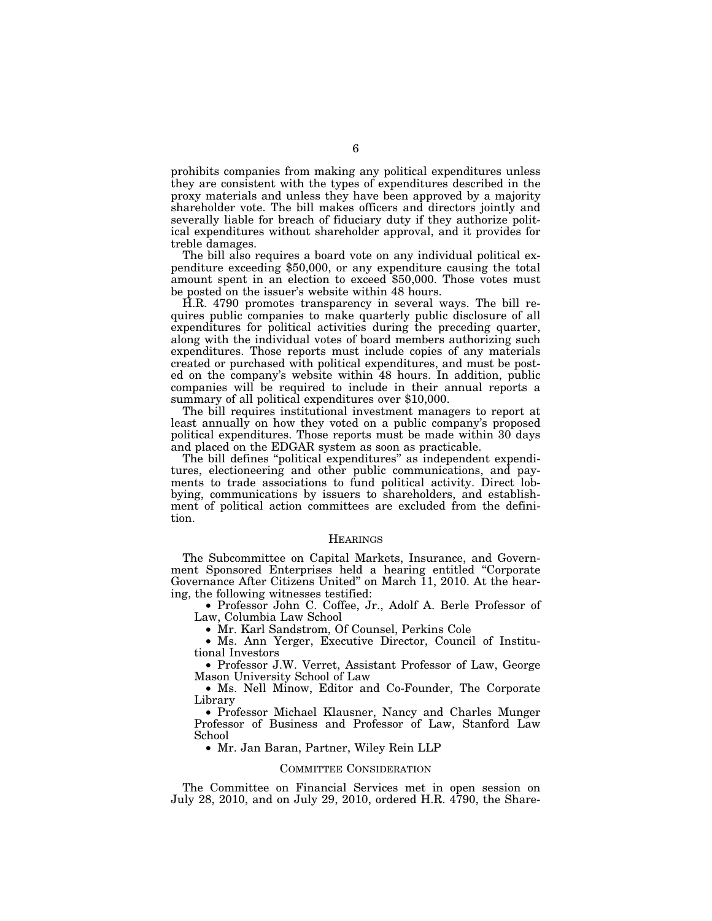prohibits companies from making any political expenditures unless they are consistent with the types of expenditures described in the proxy materials and unless they have been approved by a majority shareholder vote. The bill makes officers and directors jointly and severally liable for breach of fiduciary duty if they authorize political expenditures without shareholder approval, and it provides for treble damages.

The bill also requires a board vote on any individual political expenditure exceeding $50,000, or any expenditure causing the total amount spent in an election to exceed $50,000. Those votes must be posted on the issuer's website within 48 hours.

H.R. 4790 promotes transparency in several ways. The bill requires public companies to make quarterly public disclosure of all expenditures for political activities during the preceding quarter, along with the individual votes of board members authorizing such expenditures. Those reports must include copies of any materials created or purchased with political expenditures, and must be posted on the company's website within 48 hours. In addition, public companies will be required to include in their annual reports a summary of all political expenditures over $10,000.

The bill requires institutional investment managers to report at least annually on how they voted on a public company's proposed political expenditures. Those reports must be made within 30 days and placed on the EDGAR system as soon as practicable.

The bill defines "political expenditures" as independent expenditures, electioneering and other public communications, and payments to trade associations to fund political activity. Direct lobbying, communications by issuers to shareholders, and establishment of political action committees are excluded from the definition.

## HEARINGS

The Subcommittee on Capital Markets, Insurance, and Government Sponsored Enterprises held a hearing entitled "Corporate Governance After Citizens United" on March 11, 2010. At the hearing, the following witnesses testified:

- Professor John C. Coffee, Jr., Adolf A. Berle Professor of Law, Columbia Law School
- Mr. Karl Sandstrom, Of Counsel, Perkins Cole
- Ms. Ann Yerger, Executive Director, Council of Institutional Investors
- Professor J.W. Verret, Assistant Professor of Law, George Mason University School of Law
- Ms. Nell Minow, Editor and Co-Founder, The Corporate Library
- Professor Michael Klausner, Nancy and Charles Munger Professor of Business and Professor of Law, Stanford Law School
- Mr. Jan Baran, Partner, Wiley Rein LLP

## COMMITTEE CONSIDERATION

The Committee on Financial Services met in open session on July 28, 2010, and on July 29, 2010, ordered H.R. 4790, the Share-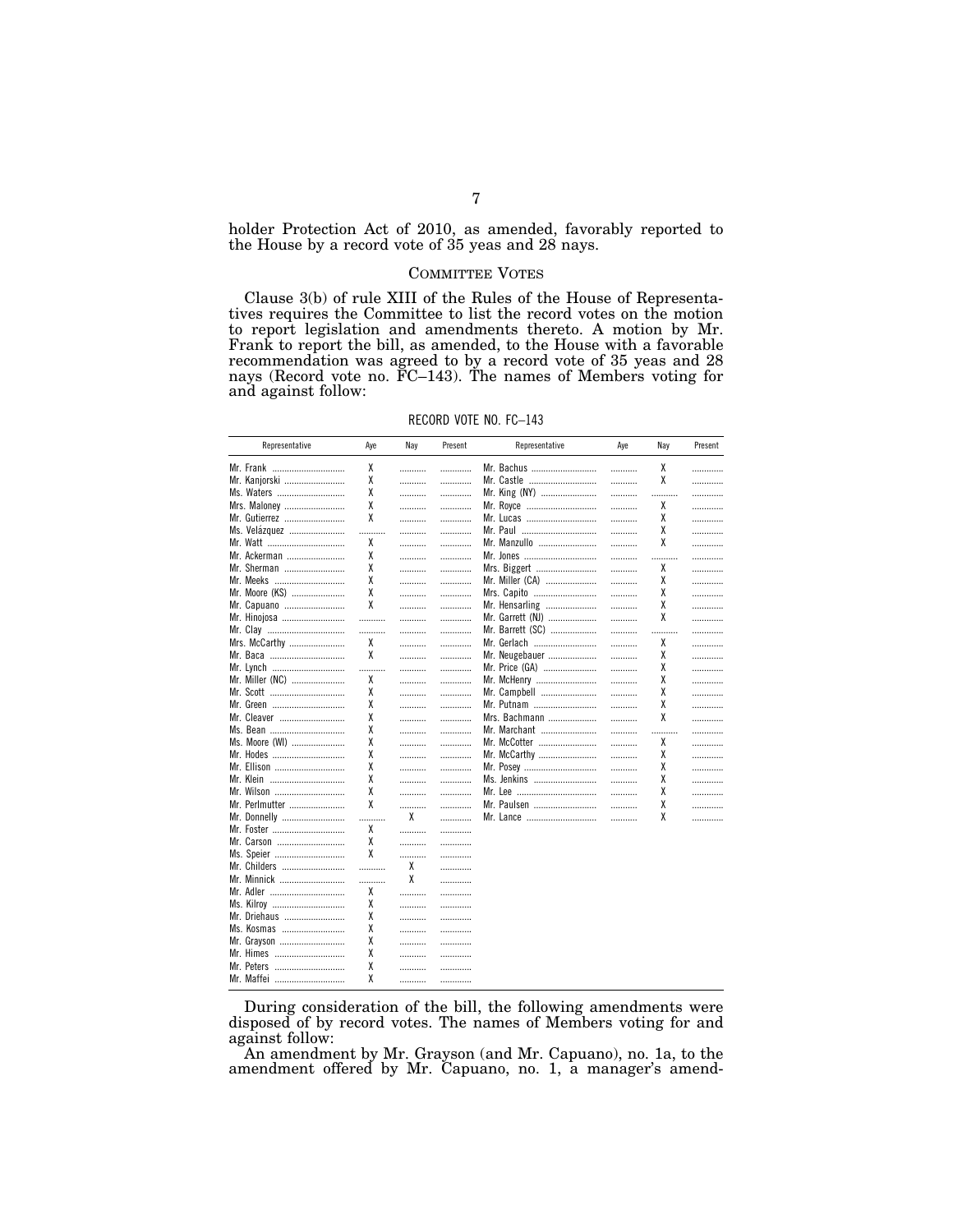holder Protection Act of 2010, as amended, favorably reported to the House by a record vote of 35 yeas and 28 nays.

## COMMITTEE VOTES

Clause 3(b) of rule XIII of the Rules of the House of Representatives requires the Committee to list the record votes on the motion to report legislation and amendments thereto. A motion by Mr. Frank to report the bill, as amended, to the House with a favorable recommendation was agreed to by a record vote of 35 yeas and 28 nays (Record vote no. FC–143). The names of Members voting for and against follow:

RECORD VOTE NO. FC–143

| Representative | Aye | Nay | Present | Representative | Aye | Nay | Present |
|---|---|---|---|---|---|---|---|
| Mr. Frank | X | | | Mr. Bachus | | X | |
| Mr. Kanjorski | X | | | Mr. Castle | | X | |
| Ms. Waters | X | | | Mr. King (NY) | | | |
| Mrs. Maloney | X | | | Mr. Royce | | X | |
| Mr. Gutierrez | X | | | Mr. Lucas | | X | |
| Ms. Velázquez | | | | Mr. Paul | | X | |
| Mr. Watt | X | | | Mr. Manzullo | | X | |
| Mr. Ackerman | X | | | Mr. Jones | | | |
| Mr. Sherman | X | | | Mrs. Biggert | | X | |
| Mr. Meeks | X | | | Mr. Miller (CA) | | X | |
| Mr. Moore (KS) | X | | | Mrs. Capito | | X | |
| Mr. Capuano | X | | | Mr. Hensarling | | X | |
| Mr. Hinojosa | | | | Mr. Garrett (NJ) | | X | |
| Mr. Clay | | | | Mr. Barrett (SC) | | | |
| Mrs. McCarthy | X | | | Mr. Gerlach | | X | |
| Mr. Baca | X | | | Mr. Neugebauer | | X | |
| Mr. Lynch | | | | Mr. Price (GA) | | X | |
| Mr. Miller (NC) | X | | | Mr. McHenry | | X | |
| Mr. Scott | X | | | Mr. Campbell | | X | |
| Mr. Green | X | | | Mr. Putnam | | X | |
| Mr. Cleaver | X | | | Mrs. Bachmann | | X | |
| Ms. Bean | X | | | Mr. Marchant | | | |
| Ms. Moore (WI) | X | | | Mr. McCotter | | X | |
| Mr. Hodes | X | | | Mr. McCarthy | | X | |
| Mr. Ellison | X | | | Mr. Posey | | X | |
| Mr. Klein | X | | | Ms. Jenkins | | X | |
| Mr. Wilson | X | | | Mr. Lee | | X | |
| Mr. Perlmutter | X | | | Mr. Paulsen | | X | |
| Mr. Donnelly | | X | | Mr. Lance | | X | |
| Mr. Foster | X | | | | | | |
| Mr. Carson | X | | | | | | |
| Ms. Speier | X | | | | | | |
| Mr. Childers | | X | | | | | |
| Mr. Minnick | | X | | | | | |
| Mr. Adler | X | | | | | | |
| Ms. Kilroy | X | | | | | | |
| Mr. Driehaus | X | | | | | | |
| Ms. Kosmas | X | | | | | | |
| Mr. Grayson | X | | | | | | |
| Mr. Himes | X | | | | | | |
| Mr. Peters | X | | | | | | |
| Mr. Maffei | X | | | | | | |

During consideration of the bill, the following amendments were disposed of by record votes. The names of Members voting for and against follow:

An amendment by Mr. Grayson (and Mr. Capuano), no. 1a, to the amendment offered by Mr. Capuano, no. 1, a manager's amend-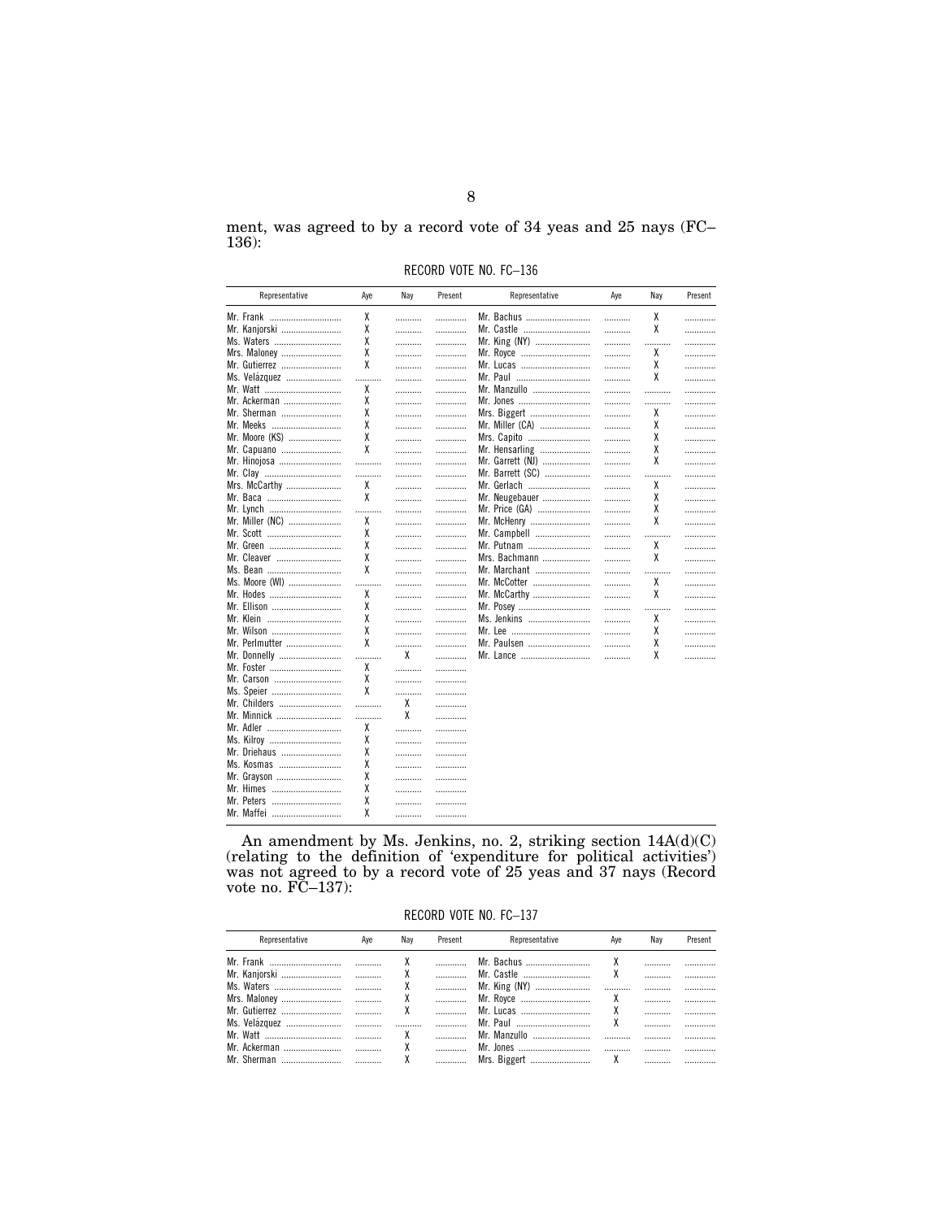ment, was agreed to by a record vote of 34 yeas and 25 nays (FC–136):

RECORD VOTE NO. FC–136

| Representative | Aye | Nay | Present | Representative | Aye | Nay | Present |
|---|---|---|---|---|---|---|---|
| Mr. Frank | X | | | Mr. Bachus | | X | |
| Mr. Kanjorski | X | | | Mr. Castle | | X | |
| Ms. Waters | X | | | Mr. King (NY) | | | |
| Mrs. Maloney | X | | | Mr. Royce | | X | |
| Mr. Gutierrez | X | | | Mr. Lucas | | X | |
| Ms. Velázquez | | | | Mr. Paul | | X | |
| Mr. Watt | X | | | Mr. Manzullo | | | |
| Mr. Ackerman | X | | | Mr. Jones | | | |
| Mr. Sherman | X | | | Mrs. Biggert | | X | |
| Mr. Meeks | X | | | Mr. Miller (CA) | | X | |
| Mr. Moore (KS) | X | | | Mrs. Capito | | X | |
| Mr. Capuano | X | | | Mr. Hensarling | | X | |
| Mr. Hinojosa | | | | Mr. Garrett (NJ) | | X | |
| Mr. Clay | | | | Mr. Barrett (SC) | | | |
| Mrs. McCarthy | X | | | Mr. Gerlach | | X | |
| Mr. Baca | X | | | Mr. Neugebauer | | X | |
| Mr. Lynch | | | | Mr. Price (GA) | | X | |
| Mr. Miller (NC) | X | | | Mr. McHenry | | X | |
| Mr. Scott | X | | | Mr. Campbell | | | |
| Mr. Green | X | | | Mr. Putnam | | X | |
| Mr. Cleaver | X | | | Mrs. Bachmann | | X | |
| Ms. Bean | X | | | Mr. Marchant | | | |
| Ms. Moore (WI) | | | | Mr. McCotter | | X | |
| Mr. Hodes | X | | | Mr. McCarthy | | X | |
| Mr. Ellison | X | | | Mr. Posey | | | |
| Mr. Klein | X | | | Ms. Jenkins | | X | |
| Mr. Wilson | X | | | Mr. Lee | | X | |
| Mr. Perlmutter | X | | | Mr. Paulsen | | X | |
| Mr. Donnelly | | X | | Mr. Lance | | X | |
| Mr. Foster | X | | | | | | |
| Mr. Carson | X | | | | | | |
| Ms. Speier | X | | | | | | |
| Mr. Childers | | X | | | | | |
| Mr. Minnick | | X | | | | | |
| Mr. Adler | X | | | | | | |
| Ms. Kilroy | X | | | | | | |
| Mr. Driehaus | X | | | | | | |
| Ms. Kosmas | X | | | | | | |
| Mr. Grayson | X | | | | | | |
| Mr. Himes | X | | | | | | |
| Mr. Peters | X | | | | | | |
| Mr. Maffei | X | | | | | | |

An amendment by Ms. Jenkins, no. 2, striking section 14A(d)(C) (relating to the definition of 'expenditure for political activities') was not agreed to by a record vote of 25 yeas and 37 nays (Record vote no. FC–137):

RECORD VOTE NO. FC–137

| Representative | Aye | Nay | Present | Representative | Aye | Nay | Present |
|---|---|---|---|---|---|---|---|
| Mr. Frank | | X | | Mr. Bachus | X | | |
| Mr. Kanjorski | | X | | Mr. Castle | X | | |
| Ms. Waters | | X | | Mr. King (NY) | | | |
| Mrs. Maloney | | X | | Mr. Royce | X | | |
| Mr. Gutierrez | | X | | Mr. Lucas | X | | |
| Ms. Velázquez | | | | Mr. Paul | X | | |
| Mr. Watt | | X | | Mr. Manzullo | | | |
| Mr. Ackerman | | X | | Mr. Jones | | | |
| Mr. Sherman | | X | | Mrs. Biggert | X | | |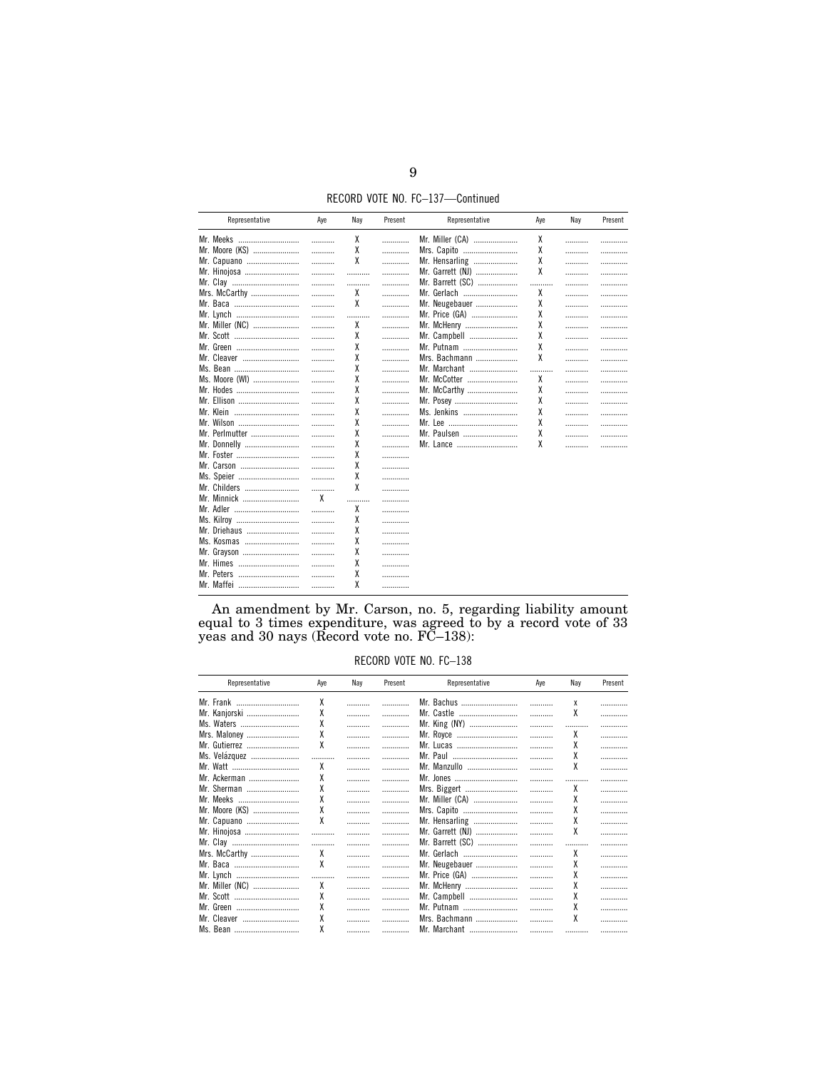RECORD VOTE NO. FC–137—Continued

| Representative | Aye | Nay | Present | Representative | Aye | Nay | Present |
|---|---|---|---|---|---|---|---|
| Mr. Meeks | | X | | Mr. Miller (CA) | X | | |
| Mr. Moore (KS) | | X | | Mrs. Capito | X | | |
| Mr. Capuano | | X | | Mr. Hensarling | X | | |
| Mr. Hinojosa | | | | Mr. Garrett (NJ) | X | | |
| Mr. Clay | | | | Mr. Barrett (SC) | | | |
| Mrs. McCarthy | | X | | Mr. Gerlach | X | | |
| Mr. Baca | | X | | Mr. Neugebauer | X | | |
| Mr. Lynch | | | | Mr. Price (GA) | X | | |
| Mr. Miller (NC) | | X | | Mr. McHenry | X | | |
| Mr. Scott | | X | | Mr. Campbell | X | | |
| Mr. Green | | X | | Mr. Putnam | X | | |
| Mr. Cleaver | | X | | Mrs. Bachmann | X | | |
| Ms. Bean | | X | | Mr. Marchant | | | |
| Ms. Moore (WI) | | X | | Mr. McCotter | X | | |
| Mr. Hodes | | X | | Mr. McCarthy | X | | |
| Mr. Ellison | | X | | Mr. Posey | X | | |
| Mr. Klein | | X | | Ms. Jenkins | X | | |
| Mr. Wilson | | X | | Mr. Lee | X | | |
| Mr. Perlmutter | | X | | Mr. Paulsen | X | | |
| Mr. Donnelly | | X | | Mr. Lance | X | | |
| Mr. Foster | | X | | | | | |
| Mr. Carson | | X | | | | | |
| Ms. Speier | | X | | | | | |
| Mr. Childers | | X | | | | | |
| Mr. Minnick | X | | | | | | |
| Mr. Adler | | X | | | | | |
| Ms. Kilroy | | X | | | | | |
| Mr. Driehaus | | X | | | | | |
| Ms. Kosmas | | X | | | | | |
| Mr. Grayson | | X | | | | | |
| Mr. Himes | | X | | | | | |
| Mr. Peters | | X | | | | | |
| Mr. Maffei | | X | | | | | |

An amendment by Mr. Carson, no. 5, regarding liability amount equal to 3 times expenditure, was agreed to by a record vote of 33 yeas and 30 nays (Record vote no. FC–138):

RECORD VOTE NO. FC–138

| Representative | Aye | Nay | Present | Representative | Aye | Nay | Present |
|---|---|---|---|---|---|---|---|
| Mr. Frank | X | | | Mr. Bachus | | x | |
| Mr. Kanjorski | X | | | Mr. Castle | | X | |
| Ms. Waters | X | | | Mr. King (NY) | | | |
| Mrs. Maloney | X | | | Mr. Royce | | X | |
| Mr. Gutierrez | X | | | Mr. Lucas | | X | |
| Ms. Velázquez | | | | Mr. Paul | | X | |
| Mr. Watt | X | | | Mr. Manzullo | | X | |
| Mr. Ackerman | X | | | Mr. Jones | | | |
| Mr. Sherman | X | | | Mrs. Biggert | | X | |
| Mr. Meeks | X | | | Mr. Miller (CA) | | X | |
| Mr. Moore (KS) | X | | | Mrs. Capito | | X | |
| Mr. Capuano | X | | | Mr. Hensarling | | X | |
| Mr. Hinojosa | | | | Mr. Garrett (NJ) | | X | |
| Mr. Clay | | | | Mr. Barrett (SC) | | | |
| Mrs. McCarthy | X | | | Mr. Gerlach | | X | |
| Mr. Baca | X | | | Mr. Neugebauer | | X | |
| Mr. Lynch | | | | Mr. Price (GA) | | X | |
| Mr. Miller (NC) | X | | | Mr. McHenry | | X | |
| Mr. Scott | X | | | Mr. Campbell | | X | |
| Mr. Green | X | | | Mr. Putnam | | X | |
| Mr. Cleaver | X | | | Mrs. Bachmann | | X | |
| Ms. Bean | X | | | Mr. Marchant | | | |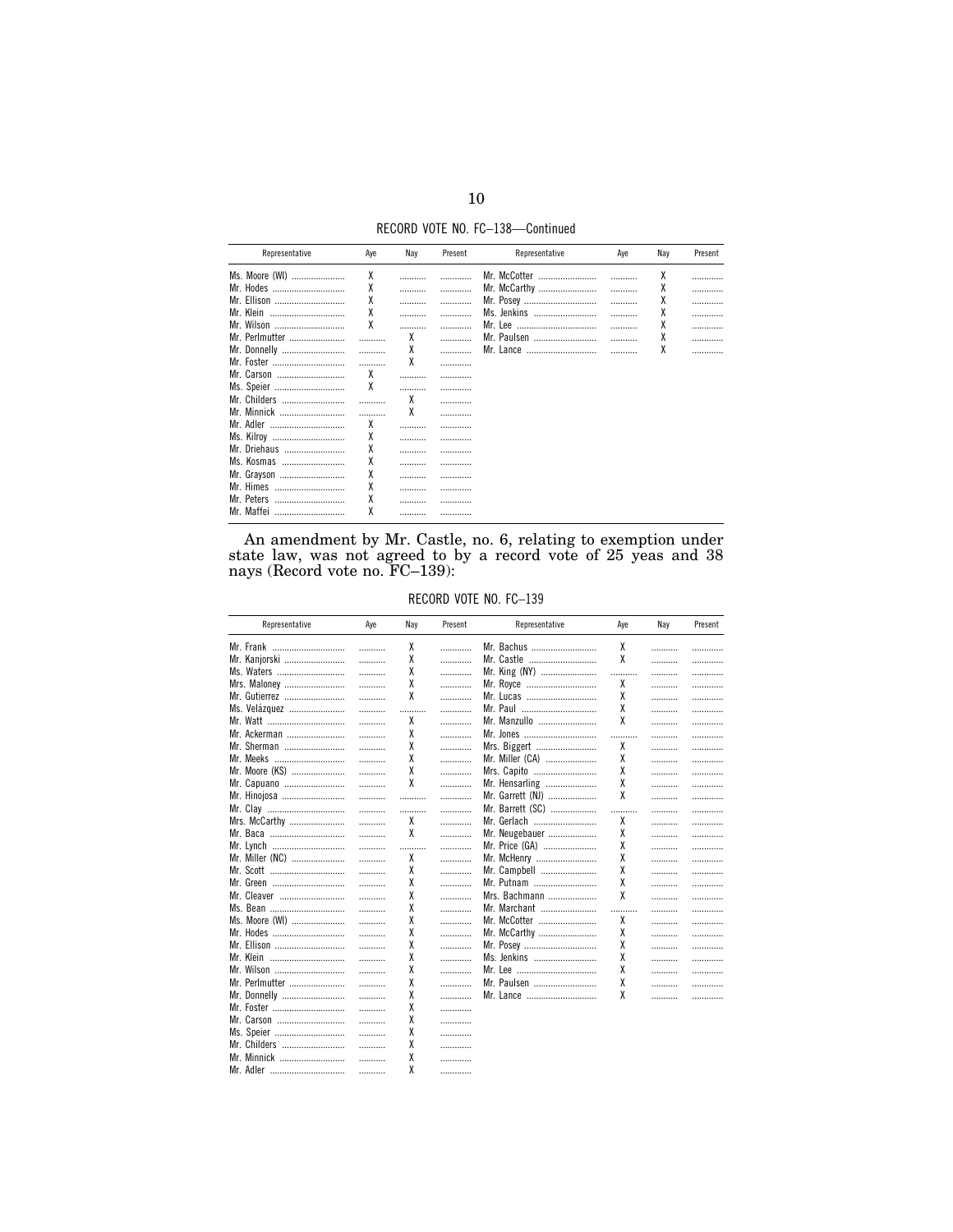RECORD VOTE NO. FC–138—Continued

| Representative | Aye | Nay | Present | Representative | Aye | Nay | Present |
|---|---|---|---|---|---|---|---|
| Ms. Moore (WI) | X | | | Mr. McCotter | | X | |
| Mr. Hodes | X | | | Mr. McCarthy | | X | |
| Mr. Ellison | X | | | Mr. Posey | | X | |
| Mr. Klein | X | | | Ms. Jenkins | | X | |
| Mr. Wilson | X | | | Mr. Lee | | X | |
| Mr. Perlmutter | | X | | Mr. Paulsen | | X | |
| Mr. Donnelly | | X | | Mr. Lance | | X | |
| Mr. Foster | | X | | | | | |
| Mr. Carson | X | | | | | | |
| Ms. Speier | X | | | | | | |
| Mr. Childers | | X | | | | | |
| Mr. Minnick | | X | | | | | |
| Mr. Adler | X | | | | | | |
| Ms. Kilroy | X | | | | | | |
| Mr. Driehaus | X | | | | | | |
| Ms. Kosmas | X | | | | | | |
| Mr. Grayson | X | | | | | | |
| Mr. Himes | X | | | | | | |
| Mr. Peters | X | | | | | | |
| Mr. Maffei | X | | | | | | |

An amendment by Mr. Castle, no. 6, relating to exemption under state law, was not agreed to by a record vote of 25 yeas and 38 nays (Record vote no. FC–139):

RECORD VOTE NO. FC–139

| Representative | Aye | Nay | Present | Representative | Aye | Nay | Present |
|---|---|---|---|---|---|---|---|
| Mr. Frank | | X | | Mr. Bachus | X | | |
| Mr. Kanjorski | | X | | Mr. Castle | X | | |
| Ms. Waters | | X | | Mr. King (NY) | | | |
| Mrs. Maloney | | X | | Mr. Royce | X | | |
| Mr. Gutierrez | | X | | Mr. Lucas | X | | |
| Ms. Velázquez | | | | Mr. Paul | X | | |
| Mr. Watt | | X | | Mr. Manzullo | X | | |
| Mr. Ackerman | | X | | Mr. Jones | | | |
| Mr. Sherman | | X | | Mrs. Biggert | X | | |
| Mr. Meeks | | X | | Mr. Miller (CA) | X | | |
| Mr. Moore (KS) | | X | | Mrs. Capito | X | | |
| Mr. Capuano | | X | | Mr. Hensarling | X | | |
| Mr. Hinojosa | | | | Mr. Garrett (NJ) | X | | |
| Mr. Clay | | | | Mr. Barrett (SC) | | | |
| Mrs. McCarthy | | X | | Mr. Gerlach | X | | |
| Mr. Baca | | X | | Mr. Neugebauer | X | | |
| Mr. Lynch | | | | Mr. Price (GA) | X | | |
| Mr. Miller (NC) | | X | | Mr. McHenry | X | | |
| Mr. Scott | | X | | Mr. Campbell | X | | |
| Mr. Green | | X | | Mr. Putnam | X | | |
| Mr. Cleaver | | X | | Mrs. Bachmann | X | | |
| Ms. Bean | | X | | Mr. Marchant | | | |
| Ms. Moore (WI) | | X | | Mr. McCotter | X | | |
| Mr. Hodes | | X | | Mr. McCarthy | X | | |
| Mr. Ellison | | X | | Mr. Posey | X | | |
| Mr. Klein | | X | | Ms. Jenkins | X | | |
| Mr. Wilson | | X | | Mr. Lee | X | | |
| Mr. Perlmutter | | X | | Mr. Paulsen | X | | |
| Mr. Donnelly | | X | | Mr. Lance | X | | |
| Mr. Foster | | X | | | | | |
| Mr. Carson | | X | | | | | |
| Ms. Speier | | X | | | | | |
| Mr. Childers | | X | | | | | |
| Mr. Minnick | | X | | | | | |
| Mr. Adler | | X | | | | | |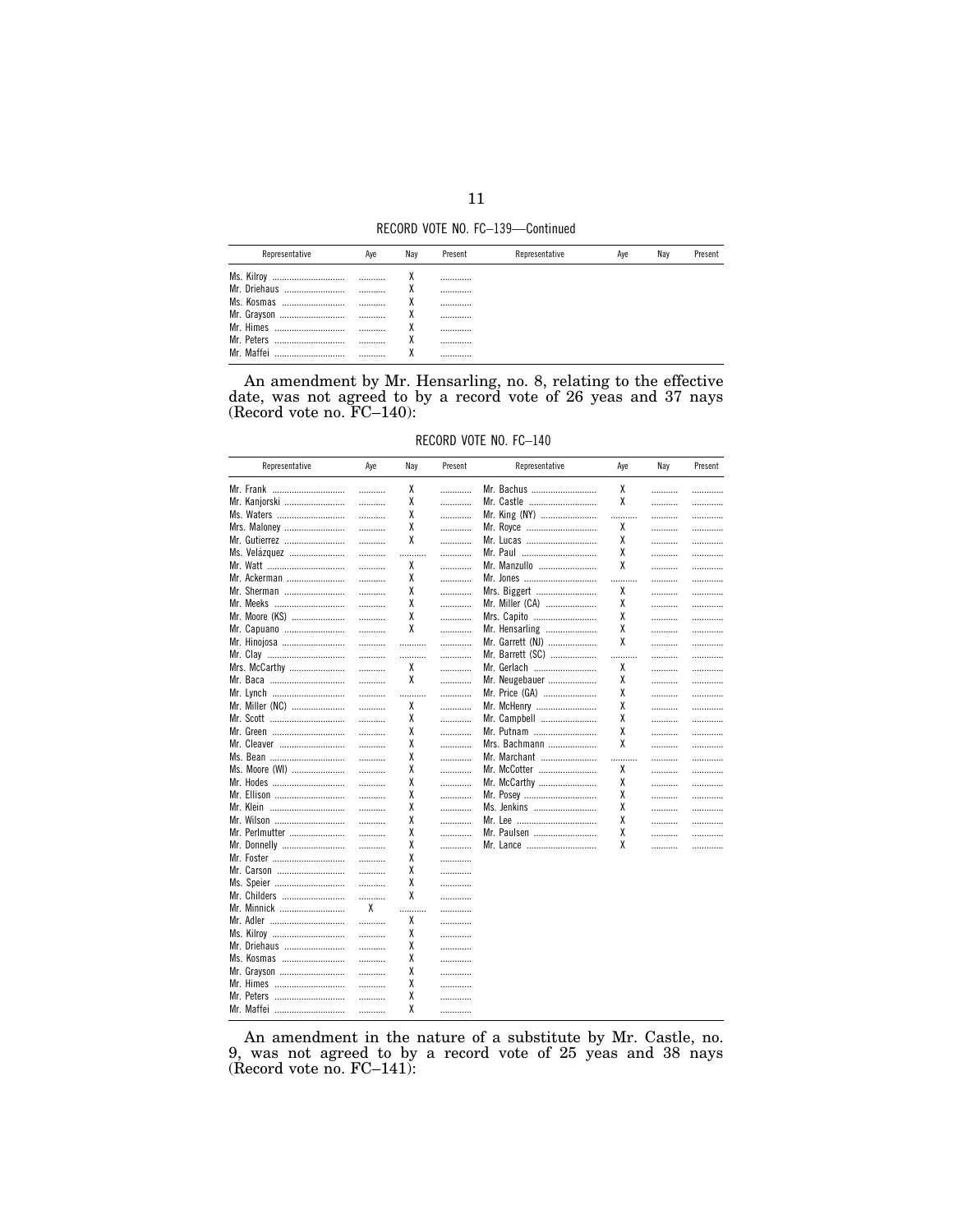RECORD VOTE NO. FC–139—Continued

| Representative | Aye | Nay | Present | Representative | Aye | Nay | Present |
|---|---|---|---|---|---|---|---|
| Ms. Kilroy | | X | | | | | |
| Mr. Driehaus | | X | | | | | |
| Ms. Kosmas | | X | | | | | |
| Mr. Grayson | | X | | | | | |
| Mr. Himes | | X | | | | | |
| Mr. Peters | | X | | | | | |
| Mr. Maffei | | X | | | | | |

An amendment by Mr. Hensarling, no. 8, relating to the effective date, was not agreed to by a record vote of 26 yeas and 37 nays (Record vote no. FC–140):

RECORD VOTE NO. FC–140

| Representative | Aye | Nay | Present | Representative | Aye | Nay | Present |
|---|---|---|---|---|---|---|---|
| Mr. Frank | | X | | Mr. Bachus | X | | |
| Mr. Kanjorski | | X | | Mr. Castle | X | | |
| Ms. Waters | | X | | Mr. King (NY) | | | |
| Mrs. Maloney | | X | | Mr. Royce | X | | |
| Mr. Gutierrez | | X | | Mr. Lucas | X | | |
| Ms. Velázquez | | | | Mr. Paul | X | | |
| Mr. Watt | | X | | Mr. Manzullo | X | | |
| Mr. Ackerman | | X | | Mr. Jones | | | |
| Mr. Sherman | | X | | Mrs. Biggert | X | | |
| Mr. Meeks | | X | | Mr. Miller (CA) | X | | |
| Mr. Moore (KS) | | X | | Mrs. Capito | X | | |
| Mr. Capuano | | X | | Mr. Hensarling | X | | |
| Mr. Hinojosa | | | | Mr. Garrett (NJ) | X | | |
| Mr. Clay | | | | Mr. Barrett (SC) | | | |
| Mrs. McCarthy | | X | | Mr. Gerlach | X | | |
| Mr. Baca | | X | | Mr. Neugebauer | X | | |
| Mr. Lynch | | | | Mr. Price (GA) | X | | |
| Mr. Miller (NC) | | X | | Mr. McHenry | X | | |
| Mr. Scott | | X | | Mr. Campbell | X | | |
| Mr. Green | | X | | Mr. Putnam | X | | |
| Mr. Cleaver | | X | | Mrs. Bachmann | X | | |
| Ms. Bean | | X | | Mr. Marchant | | | |
| Ms. Moore (WI) | | X | | Mr. McCotter | X | | |
| Mr. Hodes | | X | | Mr. McCarthy | X | | |
| Mr. Ellison | | X | | Mr. Posey | X | | |
| Mr. Klein | | X | | Ms. Jenkins | X | | |
| Mr. Wilson | | X | | Mr. Lee | X | | |
| Mr. Perlmutter | | X | | Mr. Paulsen | X | | |
| Mr. Donnelly | | X | | Mr. Lance | X | | |
| Mr. Foster | | X | | | | | |
| Mr. Carson | | X | | | | | |
| Ms. Speier | | X | | | | | |
| Mr. Childers | | X | | | | | |
| Mr. Minnick | X | | | | | | |
| Mr. Adler | | X | | | | | |
| Ms. Kilroy | | X | | | | | |
| Mr. Driehaus | | X | | | | | |
| Ms. Kosmas | | X | | | | | |
| Mr. Grayson | | X | | | | | |
| Mr. Himes | | X | | | | | |
| Mr. Peters | | X | | | | | |
| Mr. Maffei | | X | | | | | |

An amendment in the nature of a substitute by Mr. Castle, no. 9, was not agreed to by a record vote of 25 yeas and 38 nays (Record vote no. FC–141):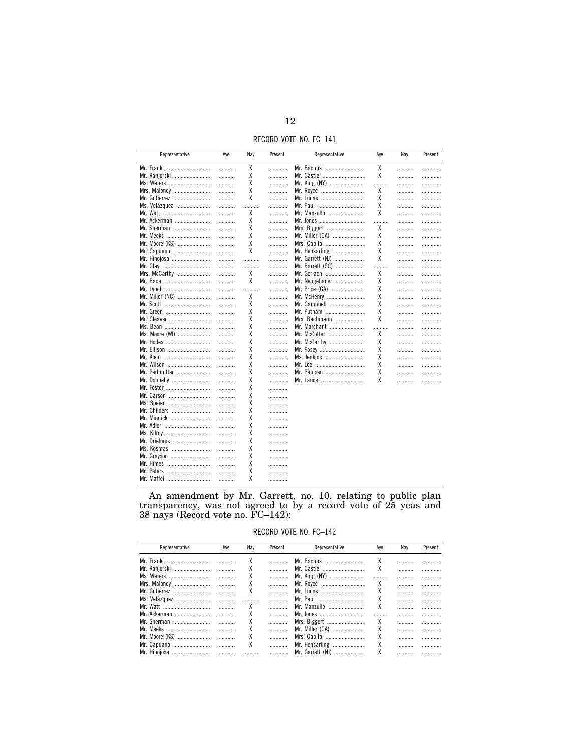RECORD VOTE NO. FC–141

| Representative | Aye | Nay | Present | Representative | Aye | Nay | Present |
|---|---|---|---|---|---|---|---|
| Mr. Frank | | X | | Mr. Bachus | X | | |
| Mr. Kanjorski | | X | | Mr. Castle | X | | |
| Ms. Waters | | X | | Mr. King (NY) | | | |
| Mrs. Maloney | | X | | Mr. Royce | X | | |
| Mr. Gutierrez | | X | | Mr. Lucas | X | | |
| Ms. Velázquez | | | | Mr. Paul | X | | |
| Mr. Watt | | X | | Mr. Manzullo | X | | |
| Mr. Ackerman | | X | | Mr. Jones | | | |
| Mr. Sherman | | X | | Mrs. Biggert | X | | |
| Mr. Meeks | | X | | Mr. Miller (CA) | X | | |
| Mr. Moore (KS) | | X | | Mrs. Capito | X | | |
| Mr. Capuano | | X | | Mr. Hensarling | X | | |
| Mr. Hinojosa | | | | Mr. Garrett (NJ) | X | | |
| Mr. Clay | | | | Mr. Barrett (SC) | | | |
| Mrs. McCarthy | | X | | Mr. Gerlach | X | | |
| Mr. Baca | | X | | Mr. Neugebauer | X | | |
| Mr. Lynch | | | | Mr. Price (GA) | X | | |
| Mr. Miller (NC) | | X | | Mr. McHenry | X | | |
| Mr. Scott | | X | | Mr. Campbell | X | | |
| Mr. Green | | X | | Mr. Putnam | X | | |
| Mr. Cleaver | | X | | Mrs. Bachmann | X | | |
| Ms. Bean | | X | | Mr. Marchant | | | |
| Ms. Moore (WI) | | X | | Mr. McCotter | X | | |
| Mr. Hodes | | X | | Mr. McCarthy | X | | |
| Mr. Ellison | | X | | Mr. Posey | X | | |
| Mr. Klein | | X | | Ms. Jenkins | X | | |
| Mr. Wilson | | X | | Mr. Lee | X | | |
| Mr. Perlmutter | | X | | Mr. Paulsen | X | | |
| Mr. Donnelly | | X | | Mr. Lance | X | | |
| Mr. Foster | | X | | | | | |
| Mr. Carson | | X | | | | | |
| Ms. Speier | | X | | | | | |
| Mr. Childers | | X | | | | | |
| Mr. Minnick | | X | | | | | |
| Mr. Adler | | X | | | | | |
| Ms. Kilroy | | X | | | | | |
| Mr. Driehaus | | X | | | | | |
| Ms. Kosmas | | X | | | | | |
| Mr. Grayson | | X | | | | | |
| Mr. Himes | | X | | | | | |
| Mr. Peters | | X | | | | | |
| Mr. Maffei | | X | | | | | |

An amendment by Mr. Garrett, no. 10, relating to public plan transparency, was not agreed to by a record vote of 25 yeas and 38 nays (Record vote no. FC–142):

RECORD VOTE NO. FC–142

| Representative | Aye | Nay | Present | Representative | Aye | Nay | Present |
|---|---|---|---|---|---|---|---|
| Mr. Frank | | X | | Mr. Bachus | X | | |
| Mr. Kanjorski | | X | | Mr. Castle | X | | |
| Ms. Waters | | X | | Mr. King (NY) | | | |
| Mrs. Maloney | | X | | Mr. Royce | X | | |
| Mr. Gutierrez | | X | | Mr. Lucas | X | | |
| Ms. Velázquez | | | | Mr. Paul | X | | |
| Mr. Watt | | X | | Mr. Manzullo | X | | |
| Mr. Ackerman | | X | | Mr. Jones | | | |
| Mr. Sherman | | X | | Mrs. Biggert | X | | |
| Mr. Meeks | | X | | Mr. Miller (CA) | X | | |
| Mr. Moore (KS) | | X | | Mrs. Capito | X | | |
| Mr. Capuano | | X | | Mr. Hensarling | X | | |
| Mr. Hinojosa | | | | Mr. Garrett (NJ) | X | | |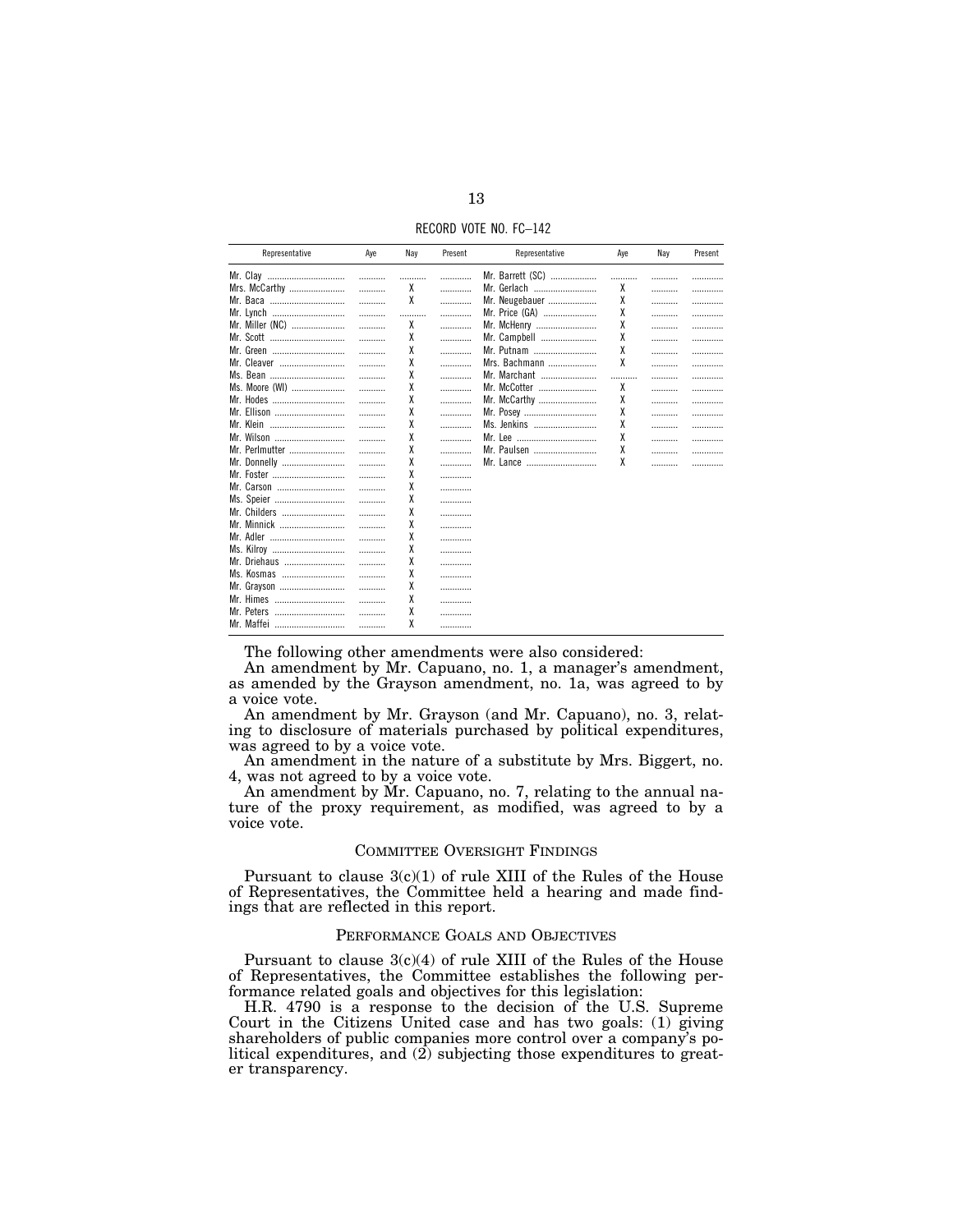RECORD VOTE NO. FC–142

| Representative | Aye | Nay | Present | Representative | Aye | Nay | Present |
|---|---|---|---|---|---|---|---|
| Mr. Clay | | | | Mr. Barrett (SC) | | | |
| Mrs. McCarthy | | X | | Mr. Gerlach | X | | |
| Mr. Baca | | X | | Mr. Neugebauer | X | | |
| Mr. Lynch | | | | Mr. Price (GA) | X | | |
| Mr. Miller (NC) | | X | | Mr. McHenry | X | | |
| Mr. Scott | | X | | Mr. Campbell | X | | |
| Mr. Green | | X | | Mr. Putnam | X | | |
| Mr. Cleaver | | X | | Mrs. Bachmann | X | | |
| Ms. Bean | | X | | Mr. Marchant | | | |
| Ms. Moore (WI) | | X | | Mr. McCotter | X | | |
| Mr. Hodes | | X | | Mr. McCarthy | X | | |
| Mr. Ellison | | X | | Mr. Posey | X | | |
| Mr. Klein | | X | | Ms. Jenkins | X | | |
| Mr. Wilson | | X | | Mr. Lee | X | | |
| Mr. Perlmutter | | X | | Mr. Paulsen | X | | |
| Mr. Donnelly | | X | | Mr. Lance | X | | |
| Mr. Foster | | X | | | | | |
| Mr. Carson | | X | | | | | |
| Ms. Speier | | X | | | | | |
| Mr. Childers | | X | | | | | |
| Mr. Minnick | | X | | | | | |
| Mr. Adler | | X | | | | | |
| Ms. Kilroy | | X | | | | | |
| Mr. Driehaus | | X | | | | | |
| Ms. Kosmas | | X | | | | | |
| Mr. Grayson | | X | | | | | |
| Mr. Himes | | X | | | | | |
| Mr. Peters | | X | | | | | |
| Mr. Maffei | | X | | | | | |

The following other amendments were also considered:

An amendment by Mr. Capuano, no. 1, a manager's amendment, as amended by the Grayson amendment, no. 1a, was agreed to by a voice vote.

An amendment by Mr. Grayson (and Mr. Capuano), no. 3, relating to disclosure of materials purchased by political expenditures, was agreed to by a voice vote.

An amendment in the nature of a substitute by Mrs. Biggert, no. 4, was not agreed to by a voice vote.

An amendment by Mr. Capuano, no. 7, relating to the annual nature of the proxy requirement, as modified, was agreed to by a voice vote.

## COMMITTEE OVERSIGHT FINDINGS

Pursuant to clause 3(c)(1) of rule XIII of the Rules of the House of Representatives, the Committee held a hearing and made findings that are reflected in this report.

## PERFORMANCE GOALS AND OBJECTIVES

Pursuant to clause 3(c)(4) of rule XIII of the Rules of the House of Representatives, the Committee establishes the following performance related goals and objectives for this legislation:

H.R. 4790 is a response to the decision of the U.S. Supreme Court in the Citizens United case and has two goals: (1) giving shareholders of public companies more control over a company's political expenditures, and (2) subjecting those expenditures to greater transparency.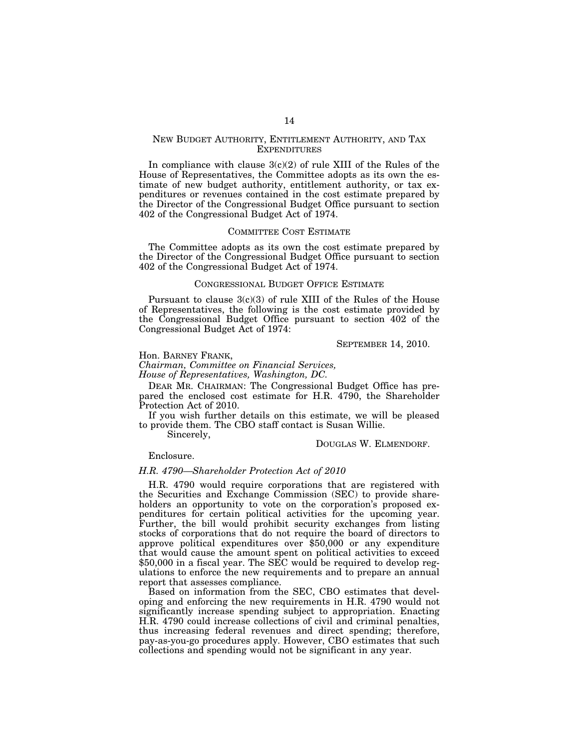## NEW BUDGET AUTHORITY, ENTITLEMENT AUTHORITY, AND TAX EXPENDITURES

In compliance with clause 3(c)(2) of rule XIII of the Rules of the House of Representatives, the Committee adopts as its own the estimate of new budget authority, entitlement authority, or tax expenditures or revenues contained in the cost estimate prepared by the Director of the Congressional Budget Office pursuant to section 402 of the Congressional Budget Act of 1974.

## COMMITTEE COST ESTIMATE

The Committee adopts as its own the cost estimate prepared by the Director of the Congressional Budget Office pursuant to section 402 of the Congressional Budget Act of 1974.

## CONGRESSIONAL BUDGET OFFICE ESTIMATE

Pursuant to clause 3(c)(3) of rule XIII of the Rules of the House of Representatives, the following is the cost estimate provided by the Congressional Budget Office pursuant to section 402 of the Congressional Budget Act of 1974:

SEPTEMBER 14, 2010.

Hon. BARNEY FRANK,
*Chairman, Committee on Financial Services,*
*House of Representatives, Washington, DC.*

DEAR MR. CHAIRMAN: The Congressional Budget Office has prepared the enclosed cost estimate for H.R. 4790, the Shareholder Protection Act of 2010.

If you wish further details on this estimate, we will be pleased to provide them. The CBO staff contact is Susan Willie.

Sincerely,

DOUGLAS W. ELMENDORF.

Enclosure.

*H.R. 4790—Shareholder Protection Act of 2010*

H.R. 4790 would require corporations that are registered with the Securities and Exchange Commission (SEC) to provide shareholders an opportunity to vote on the corporation's proposed expenditures for certain political activities for the upcoming year. Further, the bill would prohibit security exchanges from listing stocks of corporations that do not require the board of directors to approve political expenditures over $50,000 or any expenditure that would cause the amount spent on political activities to exceed $50,000 in a fiscal year. The SEC would be required to develop regulations to enforce the new requirements and to prepare an annual report that assesses compliance.

Based on information from the SEC, CBO estimates that developing and enforcing the new requirements in H.R. 4790 would not significantly increase spending subject to appropriation. Enacting H.R. 4790 could increase collections of civil and criminal penalties, thus increasing federal revenues and direct spending; therefore, pay-as-you-go procedures apply. However, CBO estimates that such collections and spending would not be significant in any year.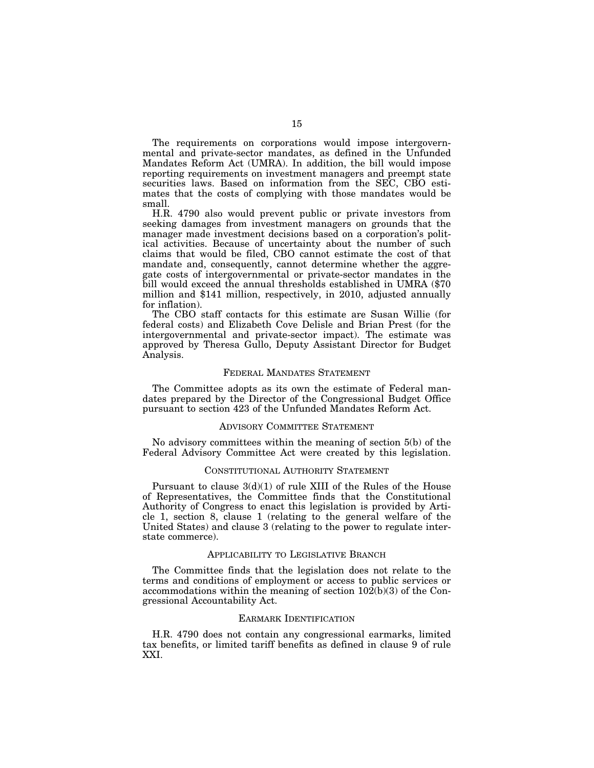The requirements on corporations would impose intergovernmental and private-sector mandates, as defined in the Unfunded Mandates Reform Act (UMRA). In addition, the bill would impose reporting requirements on investment managers and preempt state securities laws. Based on information from the SEC, CBO estimates that the costs of complying with those mandates would be small.

H.R. 4790 also would prevent public or private investors from seeking damages from investment managers on grounds that the manager made investment decisions based on a corporation's political activities. Because of uncertainty about the number of such claims that would be filed, CBO cannot estimate the cost of that mandate and, consequently, cannot determine whether the aggregate costs of intergovernmental or private-sector mandates in the bill would exceed the annual thresholds established in UMRA ($70 million and $141 million, respectively, in 2010, adjusted annually for inflation).

The CBO staff contacts for this estimate are Susan Willie (for federal costs) and Elizabeth Cove Delisle and Brian Prest (for the intergovernmental and private-sector impact). The estimate was approved by Theresa Gullo, Deputy Assistant Director for Budget Analysis.

## FEDERAL MANDATES STATEMENT

The Committee adopts as its own the estimate of Federal mandates prepared by the Director of the Congressional Budget Office pursuant to section 423 of the Unfunded Mandates Reform Act.

## ADVISORY COMMITTEE STATEMENT

No advisory committees within the meaning of section 5(b) of the Federal Advisory Committee Act were created by this legislation.

## CONSTITUTIONAL AUTHORITY STATEMENT

Pursuant to clause 3(d)(1) of rule XIII of the Rules of the House of Representatives, the Committee finds that the Constitutional Authority of Congress to enact this legislation is provided by Article 1, section 8, clause 1 (relating to the general welfare of the United States) and clause 3 (relating to the power to regulate interstate commerce).

## APPLICABILITY TO LEGISLATIVE BRANCH

The Committee finds that the legislation does not relate to the terms and conditions of employment or access to public services or accommodations within the meaning of section 102(b)(3) of the Congressional Accountability Act.

## EARMARK IDENTIFICATION

H.R. 4790 does not contain any congressional earmarks, limited tax benefits, or limited tariff benefits as defined in clause 9 of rule XXI.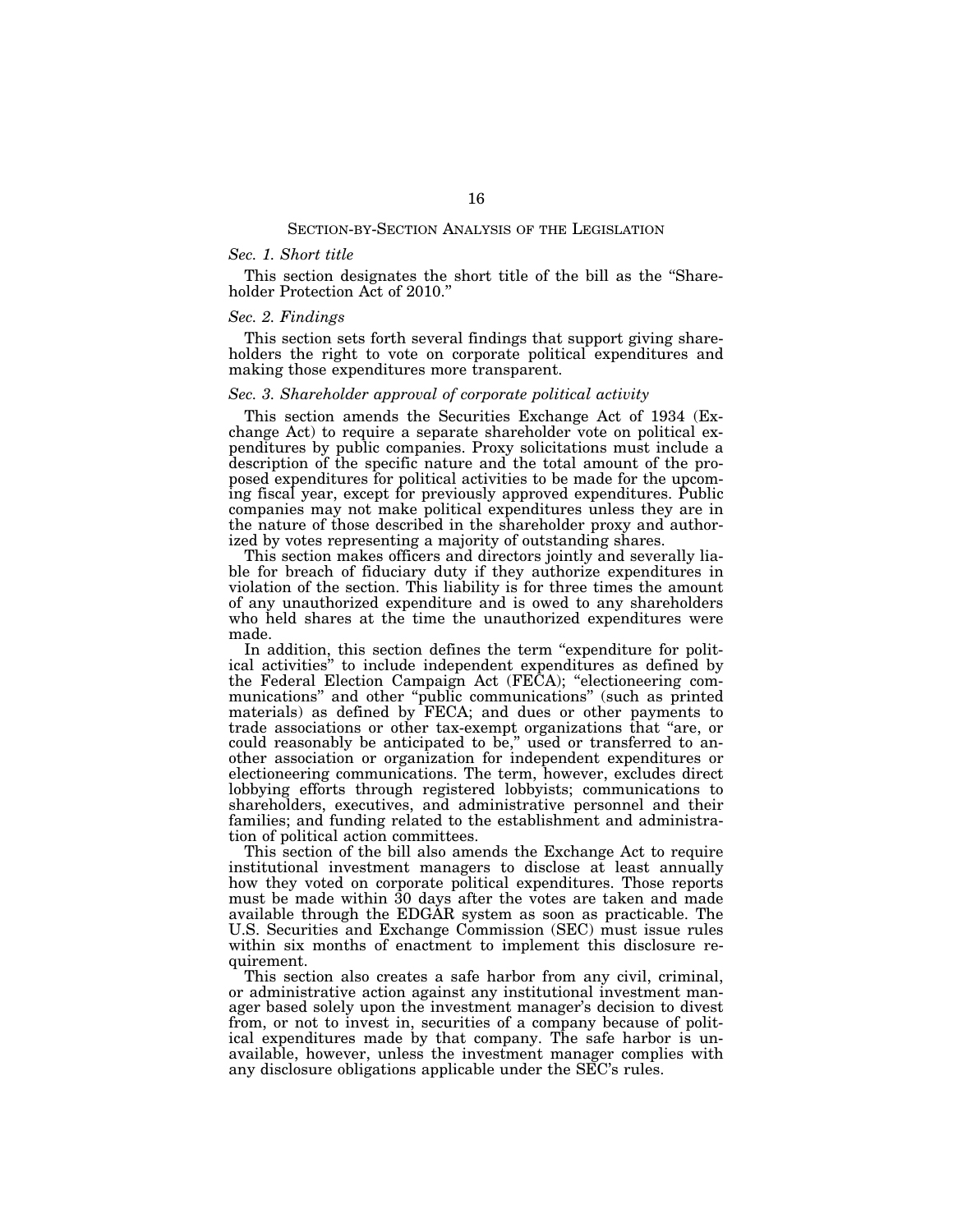## SECTION-BY-SECTION ANALYSIS OF THE LEGISLATION

### *Sec. 1. Short title*

This section designates the short title of the bill as the "Shareholder Protection Act of 2010."

### *Sec. 2. Findings*

This section sets forth several findings that support giving shareholders the right to vote on corporate political expenditures and making those expenditures more transparent.

### *Sec. 3. Shareholder approval of corporate political activity*

This section amends the Securities Exchange Act of 1934 (Exchange Act) to require a separate shareholder vote on political expenditures by public companies. Proxy solicitations must include a description of the specific nature and the total amount of the proposed expenditures for political activities to be made for the upcoming fiscal year, except for previously approved expenditures. Public companies may not make political expenditures unless they are in the nature of those described in the shareholder proxy and authorized by votes representing a majority of outstanding shares.

This section makes officers and directors jointly and severally liable for breach of fiduciary duty if they authorize expenditures in violation of the section. This liability is for three times the amount of any unauthorized expenditure and is owed to any shareholders who held shares at the time the unauthorized expenditures were made.

In addition, this section defines the term "expenditure for political activities" to include independent expenditures as defined by the Federal Election Campaign Act (FECA); "electioneering communications" and other "public communications" (such as printed materials) as defined by FECA; and dues or other payments to trade associations or other tax-exempt organizations that "are, or could reasonably be anticipated to be," used or transferred to another association or organization for independent expenditures or electioneering communications. The term, however, excludes direct lobbying efforts through registered lobbyists; communications to shareholders, executives, and administrative personnel and their families; and funding related to the establishment and administration of political action committees.

This section of the bill also amends the Exchange Act to require institutional investment managers to disclose at least annually how they voted on corporate political expenditures. Those reports must be made within 30 days after the votes are taken and made available through the EDGAR system as soon as practicable. The U.S. Securities and Exchange Commission (SEC) must issue rules within six months of enactment to implement this disclosure requirement.

This section also creates a safe harbor from any civil, criminal, or administrative action against any institutional investment manager based solely upon the investment manager's decision to divest from, or not to invest in, securities of a company because of political expenditures made by that company. The safe harbor is unavailable, however, unless the investment manager complies with any disclosure obligations applicable under the SEC's rules.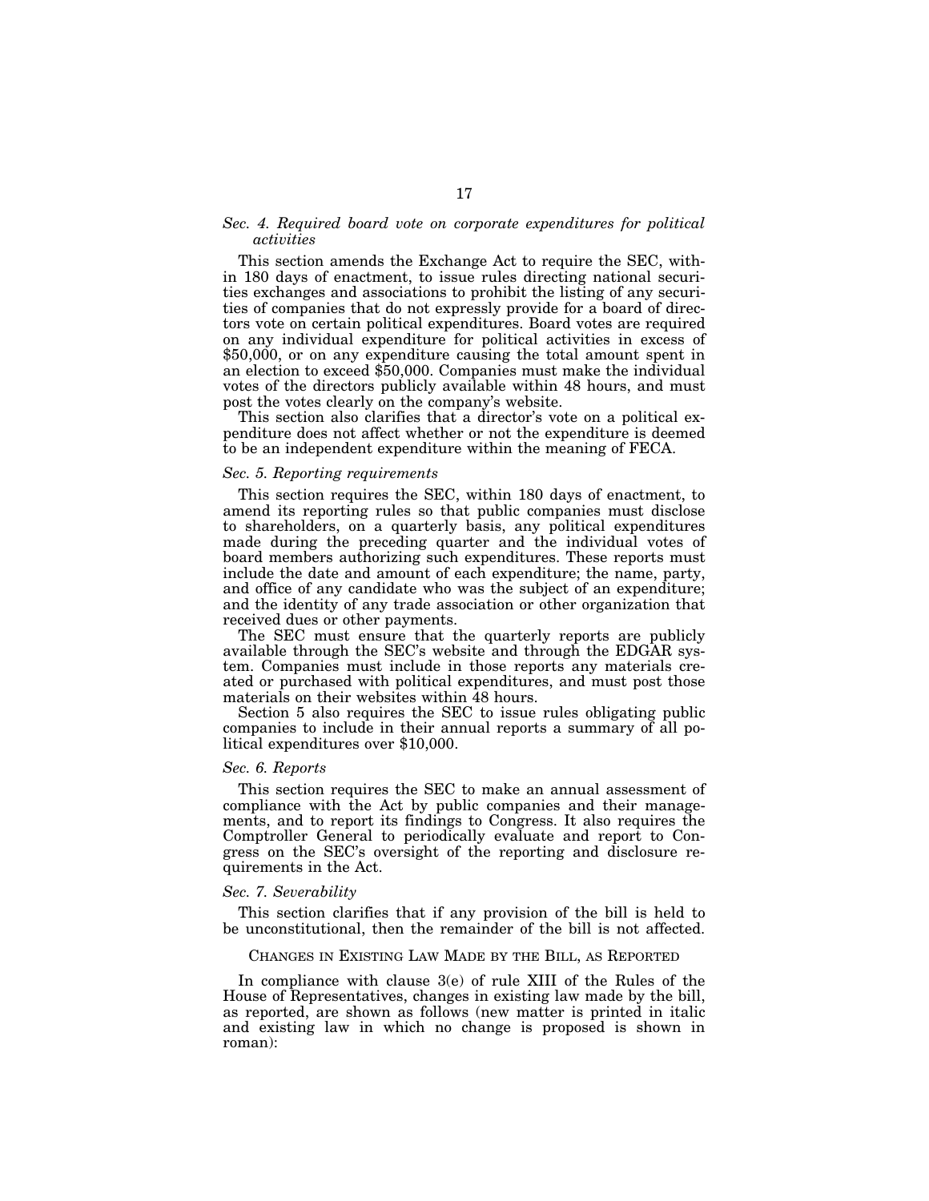*Sec. 4. Required board vote on corporate expenditures for political activities*

This section amends the Exchange Act to require the SEC, within 180 days of enactment, to issue rules directing national securities exchanges and associations to prohibit the listing of any securities of companies that do not expressly provide for a board of directors vote on certain political expenditures. Board votes are required on any individual expenditure for political activities in excess of $50,000, or on any expenditure causing the total amount spent in an election to exceed $50,000. Companies must make the individual votes of the directors publicly available within 48 hours, and must post the votes clearly on the company's website.

This section also clarifies that a director's vote on a political expenditure does not affect whether or not the expenditure is deemed to be an independent expenditure within the meaning of FECA.

*Sec. 5. Reporting requirements*

This section requires the SEC, within 180 days of enactment, to amend its reporting rules so that public companies must disclose to shareholders, on a quarterly basis, any political expenditures made during the preceding quarter and the individual votes of board members authorizing such expenditures. These reports must include the date and amount of each expenditure; the name, party, and office of any candidate who was the subject of an expenditure; and the identity of any trade association or other organization that received dues or other payments.

The SEC must ensure that the quarterly reports are publicly available through the SEC's website and through the EDGAR system. Companies must include in those reports any materials created or purchased with political expenditures, and must post those materials on their websites within 48 hours.

Section 5 also requires the SEC to issue rules obligating public companies to include in their annual reports a summary of all political expenditures over $10,000.

*Sec. 6. Reports*

This section requires the SEC to make an annual assessment of compliance with the Act by public companies and their managements, and to report its findings to Congress. It also requires the Comptroller General to periodically evaluate and report to Congress on the SEC's oversight of the reporting and disclosure requirements in the Act.

*Sec. 7. Severability*

This section clarifies that if any provision of the bill is held to be unconstitutional, then the remainder of the bill is not affected.

## CHANGES IN EXISTING LAW MADE BY THE BILL, AS REPORTED

In compliance with clause 3(e) of rule XIII of the Rules of the House of Representatives, changes in existing law made by the bill, as reported, are shown as follows (new matter is printed in italic and existing law in which no change is proposed is shown in roman):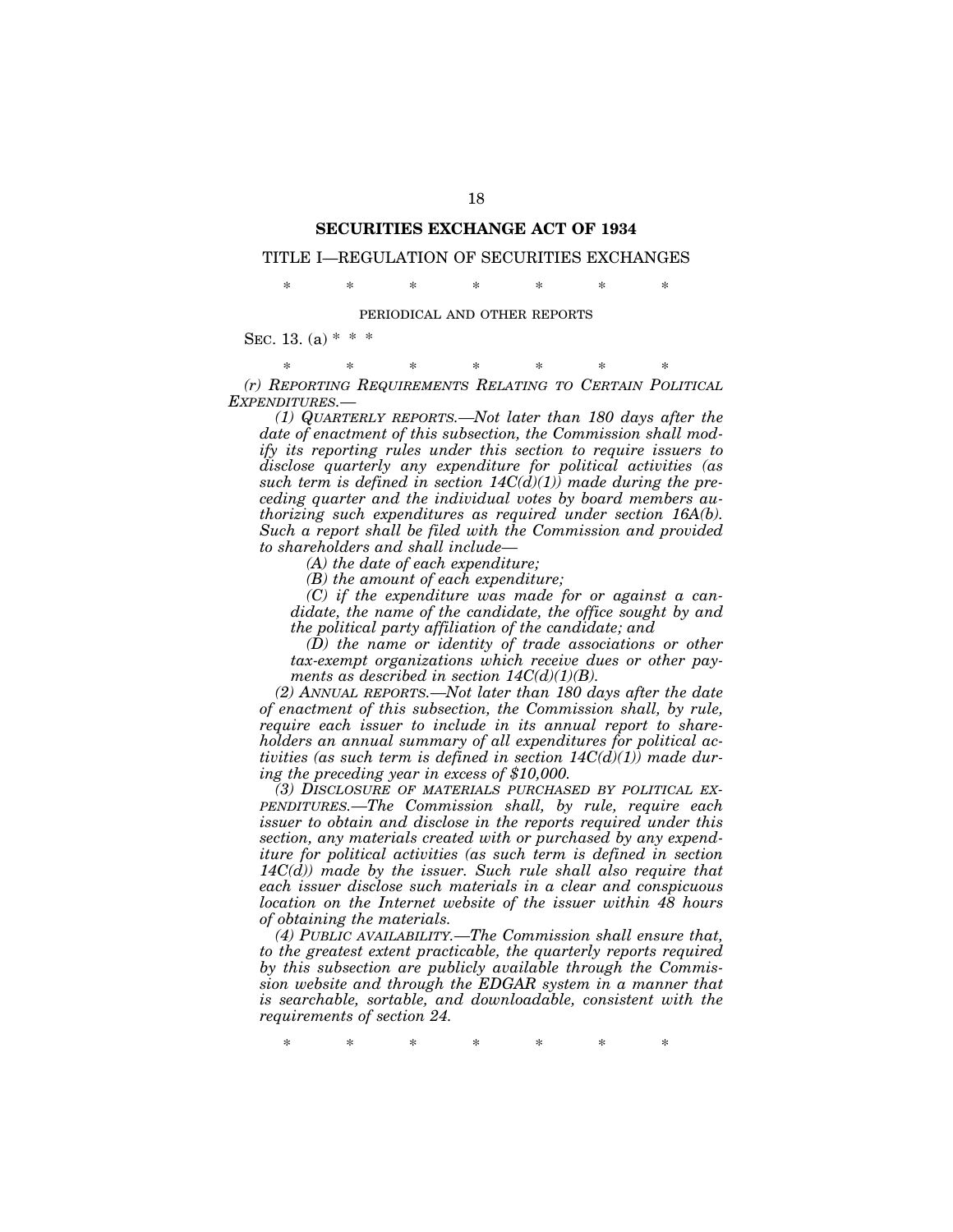## SECURITIES EXCHANGE ACT OF 1934

### TITLE I—REGULATION OF SECURITIES EXCHANGES

\* \* \* \* \* \* \*

PERIODICAL AND OTHER REPORTS

SEC. 13. (a) \* \* \*

\* \* \* \* \* \* \*

*(r) REPORTING REQUIREMENTS RELATING TO CERTAIN POLITICAL EXPENDITURES.—*

*(1) QUARTERLY REPORTS.—Not later than 180 days after the date of enactment of this subsection, the Commission shall modify its reporting rules under this section to require issuers to disclose quarterly any expenditure for political activities (as such term is defined in section 14C(d)(1)) made during the preceding quarter and the individual votes by board members authorizing such expenditures as required under section 16A(b). Such a report shall be filed with the Commission and provided to shareholders and shall include—*

*(A) the date of each expenditure;*

*(B) the amount of each expenditure;*

*(C) if the expenditure was made for or against a candidate, the name of the candidate, the office sought by and the political party affiliation of the candidate; and*

*(D) the name or identity of trade associations or other tax-exempt organizations which receive dues or other payments as described in section 14C(d)(1)(B).*

*(2) ANNUAL REPORTS.—Not later than 180 days after the date of enactment of this subsection, the Commission shall, by rule, require each issuer to include in its annual report to shareholders an annual summary of all expenditures for political activities (as such term is defined in section 14C(d)(1)) made during the preceding year in excess of $10,000.*

*(3) DISCLOSURE OF MATERIALS PURCHASED BY POLITICAL EXPENDITURES.—The Commission shall, by rule, require each issuer to obtain and disclose in the reports required under this section, any materials created with or purchased by any expenditure for political activities (as such term is defined in section 14C(d)) made by the issuer. Such rule shall also require that each issuer disclose such materials in a clear and conspicuous location on the Internet website of the issuer within 48 hours of obtaining the materials.*

*(4) PUBLIC AVAILABILITY.—The Commission shall ensure that, to the greatest extent practicable, the quarterly reports required by this subsection are publicly available through the Commission website and through the EDGAR system in a manner that is searchable, sortable, and downloadable, consistent with the requirements of section 24.*

\* \* \* \* \* \* \*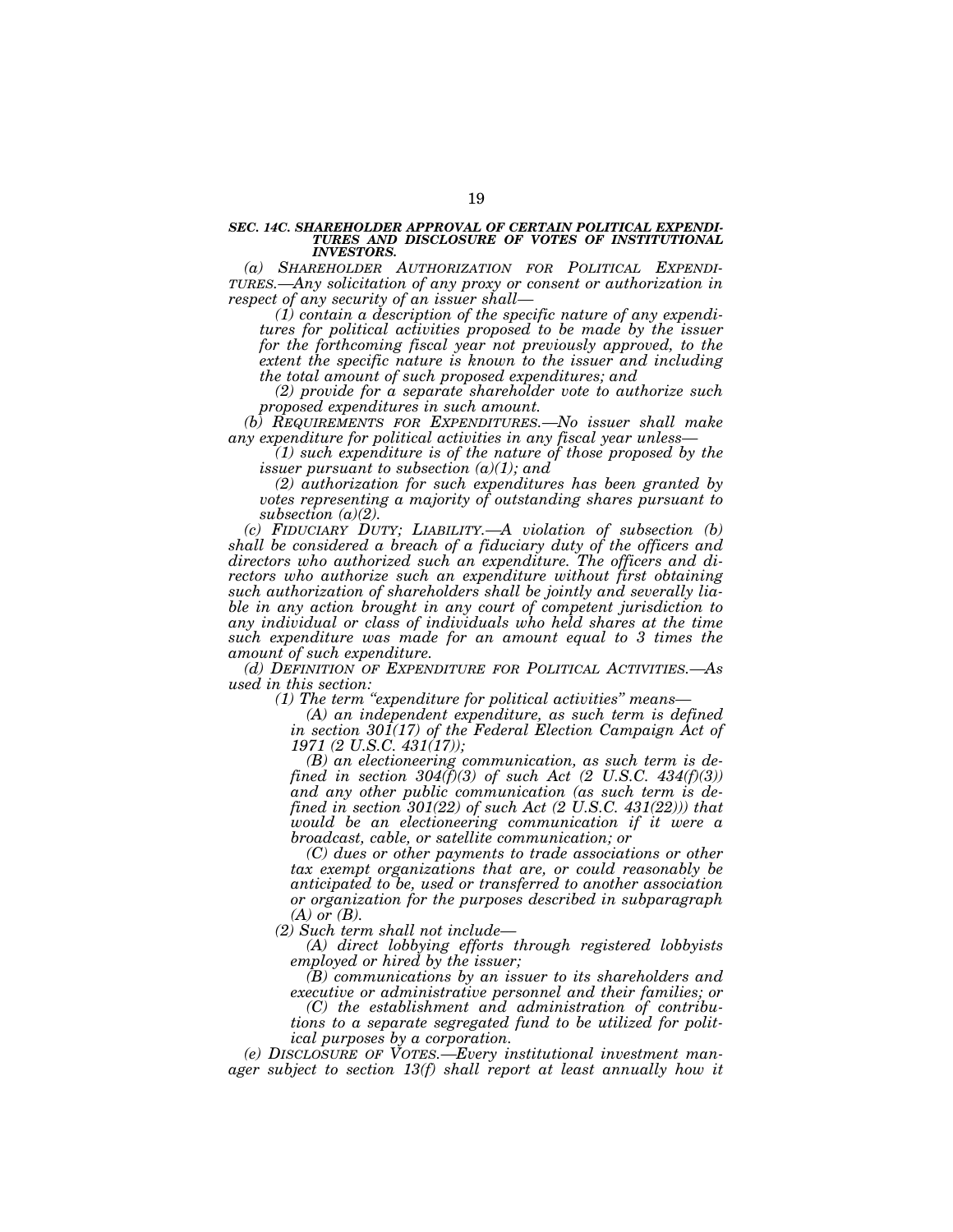***SEC. 14C. SHAREHOLDER APPROVAL OF CERTAIN POLITICAL EXPENDITURES AND DISCLOSURE OF VOTES OF INSTITUTIONAL INVESTORS.***

*(a) SHAREHOLDER AUTHORIZATION FOR POLITICAL EXPENDITURES.—Any solicitation of any proxy or consent or authorization in respect of any security of an issuer shall—*

*(1) contain a description of the specific nature of any expenditures for political activities proposed to be made by the issuer for the forthcoming fiscal year not previously approved, to the extent the specific nature is known to the issuer and including the total amount of such proposed expenditures; and*

*(2) provide for a separate shareholder vote to authorize such proposed expenditures in such amount.*

*(b) REQUIREMENTS FOR EXPENDITURES.—No issuer shall make any expenditure for political activities in any fiscal year unless—*

*(1) such expenditure is of the nature of those proposed by the issuer pursuant to subsection (a)(1); and*

*(2) authorization for such expenditures has been granted by votes representing a majority of outstanding shares pursuant to subsection (a)(2).*

*(c) FIDUCIARY DUTY; LIABILITY.—A violation of subsection (b) shall be considered a breach of a fiduciary duty of the officers and directors who authorized such an expenditure. The officers and directors who authorize such an expenditure without first obtaining such authorization of shareholders shall be jointly and severally liable in any action brought in any court of competent jurisdiction to any individual or class of individuals who held shares at the time such expenditure was made for an amount equal to 3 times the amount of such expenditure.*

*(d) DEFINITION OF EXPENDITURE FOR POLITICAL ACTIVITIES.—As used in this section:*

*(1) The term "expenditure for political activities" means—*

*(A) an independent expenditure, as such term is defined in section 301(17) of the Federal Election Campaign Act of 1971 (2 U.S.C. 431(17));*

*(B) an electioneering communication, as such term is defined in section 304(f)(3) of such Act (2 U.S.C. 434(f)(3)) and any other public communication (as such term is defined in section 301(22) of such Act (2 U.S.C. 431(22))) that would be an electioneering communication if it were a broadcast, cable, or satellite communication; or*

*(C) dues or other payments to trade associations or other tax exempt organizations that are, or could reasonably be anticipated to be, used or transferred to another association or organization for the purposes described in subparagraph (A) or (B).*

*(2) Such term shall not include—*

*(A) direct lobbying efforts through registered lobbyists employed or hired by the issuer;*

*(B) communications by an issuer to its shareholders and executive or administrative personnel and their families; or*

*(C) the establishment and administration of contributions to a separate segregated fund to be utilized for political purposes by a corporation.*

*(e) DISCLOSURE OF VOTES.—Every institutional investment manager subject to section 13(f) shall report at least annually how it*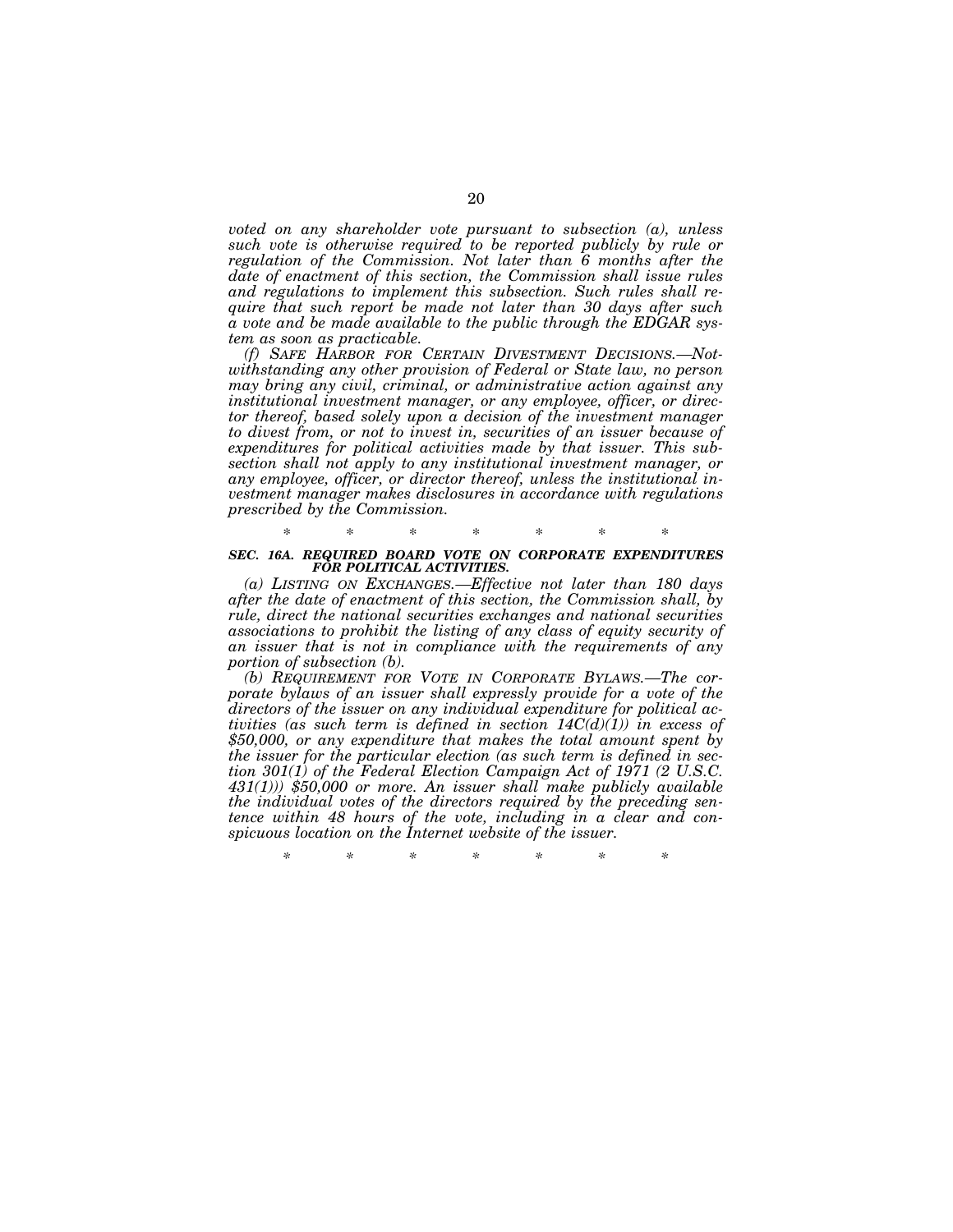*voted on any shareholder vote pursuant to subsection (a), unless such vote is otherwise required to be reported publicly by rule or regulation of the Commission. Not later than 6 months after the date of enactment of this section, the Commission shall issue rules and regulations to implement this subsection. Such rules shall require that such report be made not later than 30 days after such a vote and be made available to the public through the EDGAR system as soon as practicable.*

*(f) SAFE HARBOR FOR CERTAIN DIVESTMENT DECISIONS.—Notwithstanding any other provision of Federal or State law, no person may bring any civil, criminal, or administrative action against any institutional investment manager, or any employee, officer, or director thereof, based solely upon a decision of the investment manager to divest from, or not to invest in, securities of an issuer because of expenditures for political activities made by that issuer. This subsection shall not apply to any institutional investment manager, or any employee, officer, or director thereof, unless the institutional investment manager makes disclosures in accordance with regulations prescribed by the Commission.*

\* \* \* \* \* \* \*

***SEC. 16A. REQUIRED BOARD VOTE ON CORPORATE EXPENDITURES FOR POLITICAL ACTIVITIES.***

*(a) LISTING ON EXCHANGES.—Effective not later than 180 days after the date of enactment of this section, the Commission shall, by rule, direct the national securities exchanges and national securities associations to prohibit the listing of any class of equity security of an issuer that is not in compliance with the requirements of any portion of subsection (b).*

*(b) REQUIREMENT FOR VOTE IN CORPORATE BYLAWS.—The corporate bylaws of an issuer shall expressly provide for a vote of the directors of the issuer on any individual expenditure for political activities (as such term is defined in section 14C(d)(1)) in excess of $50,000, or any expenditure that makes the total amount spent by the issuer for the particular election (as such term is defined in section 301(1) of the Federal Election Campaign Act of 1971 (2 U.S.C. 431(1))) $50,000 or more. An issuer shall make publicly available the individual votes of the directors required by the preceding sentence within 48 hours of the vote, including in a clear and conspicuous location on the Internet website of the issuer.*

\* \* \* \* \* \* \*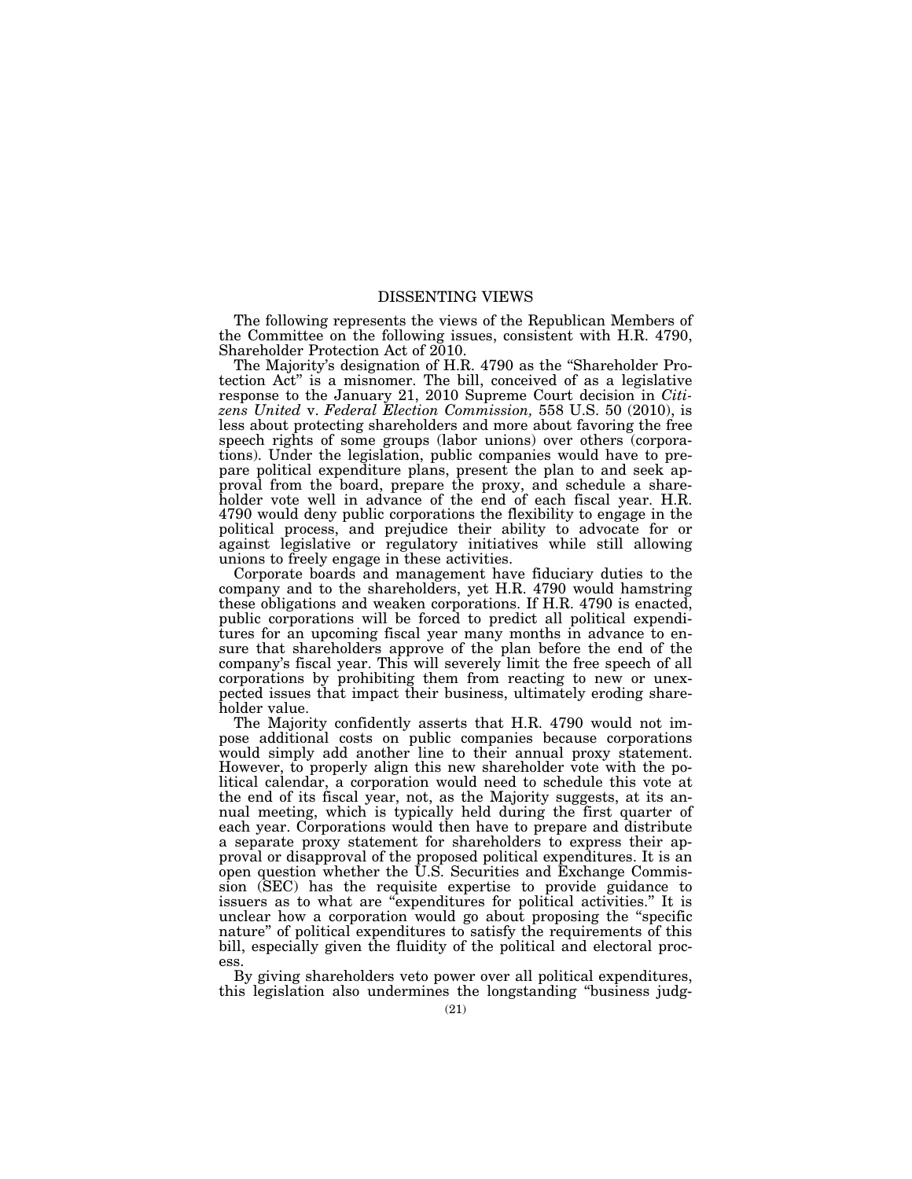# DISSENTING VIEWS

The following represents the views of the Republican Members of the Committee on the following issues, consistent with H.R. 4790, Shareholder Protection Act of 2010.

The Majority's designation of H.R. 4790 as the "Shareholder Protection Act" is a misnomer. The bill, conceived of as a legislative response to the January 21, 2010 Supreme Court decision in *Citizens United* v. *Federal Election Commission,* 558 U.S. 50 (2010), is less about protecting shareholders and more about favoring the free speech rights of some groups (labor unions) over others (corporations). Under the legislation, public companies would have to prepare political expenditure plans, present the plan to and seek approval from the board, prepare the proxy, and schedule a shareholder vote well in advance of the end of each fiscal year. H.R. 4790 would deny public corporations the flexibility to engage in the political process, and prejudice their ability to advocate for or against legislative or regulatory initiatives while still allowing unions to freely engage in these activities.

Corporate boards and management have fiduciary duties to the company and to the shareholders, yet H.R. 4790 would hamstring these obligations and weaken corporations. If H.R. 4790 is enacted, public corporations will be forced to predict all political expenditures for an upcoming fiscal year many months in advance to ensure that shareholders approve of the plan before the end of the company's fiscal year. This will severely limit the free speech of all corporations by prohibiting them from reacting to new or unexpected issues that impact their business, ultimately eroding shareholder value.

The Majority confidently asserts that H.R. 4790 would not impose additional costs on public companies because corporations would simply add another line to their annual proxy statement. However, to properly align this new shareholder vote with the political calendar, a corporation would need to schedule this vote at the end of its fiscal year, not, as the Majority suggests, at its annual meeting, which is typically held during the first quarter of each year. Corporations would then have to prepare and distribute a separate proxy statement for shareholders to express their approval or disapproval of the proposed political expenditures. It is an open question whether the U.S. Securities and Exchange Commission (SEC) has the requisite expertise to provide guidance to issuers as to what are "expenditures for political activities." It is unclear how a corporation would go about proposing the "specific nature" of political expenditures to satisfy the requirements of this bill, especially given the fluidity of the political and electoral process.

By giving shareholders veto power over all political expenditures, this legislation also undermines the longstanding "business judg-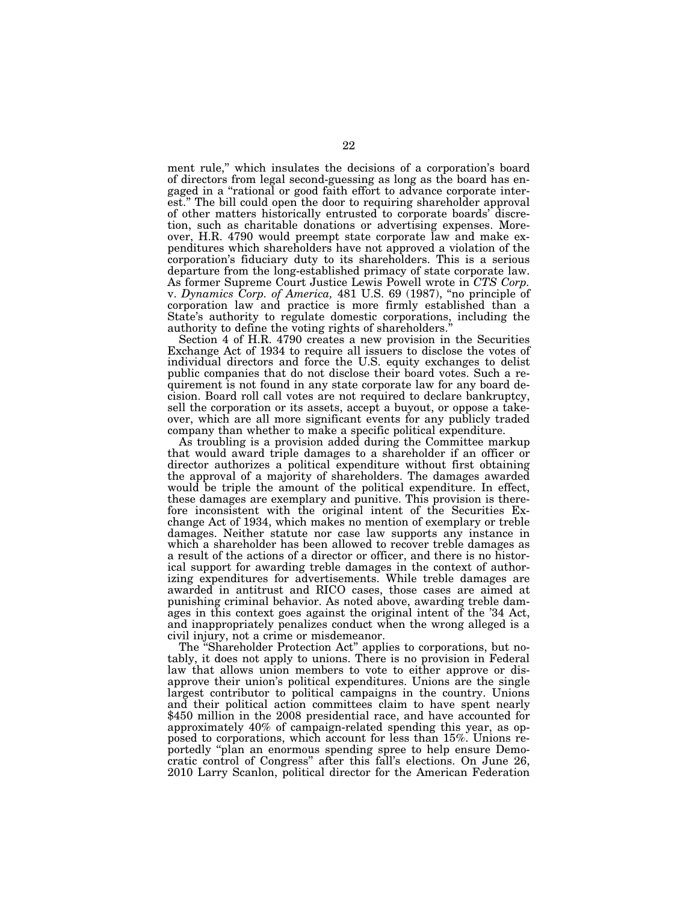ment rule," which insulates the decisions of a corporation's board of directors from legal second-guessing as long as the board has engaged in a "rational or good faith effort to advance corporate interest." The bill could open the door to requiring shareholder approval of other matters historically entrusted to corporate boards' discretion, such as charitable donations or advertising expenses. Moreover, H.R. 4790 would preempt state corporate law and make expenditures which shareholders have not approved a violation of the corporation's fiduciary duty to its shareholders. This is a serious departure from the long-established primacy of state corporate law. As former Supreme Court Justice Lewis Powell wrote in *CTS Corp.* v. *Dynamics Corp. of America,* 481 U.S. 69 (1987), "no principle of corporation law and practice is more firmly established than a State's authority to regulate domestic corporations, including the authority to define the voting rights of shareholders."

Section 4 of H.R. 4790 creates a new provision in the Securities Exchange Act of 1934 to require all issuers to disclose the votes of individual directors and force the U.S. equity exchanges to delist public companies that do not disclose their board votes. Such a requirement is not found in any state corporate law for any board decision. Board roll call votes are not required to declare bankruptcy, sell the corporation or its assets, accept a buyout, or oppose a takeover, which are all more significant events for any publicly traded company than whether to make a specific political expenditure.

As troubling is a provision added during the Committee markup that would award triple damages to a shareholder if an officer or director authorizes a political expenditure without first obtaining the approval of a majority of shareholders. The damages awarded would be triple the amount of the political expenditure. In effect, these damages are exemplary and punitive. This provision is therefore inconsistent with the original intent of the Securities Exchange Act of 1934, which makes no mention of exemplary or treble damages. Neither statute nor case law supports any instance in which a shareholder has been allowed to recover treble damages as a result of the actions of a director or officer, and there is no historical support for awarding treble damages in the context of authorizing expenditures for advertisements. While treble damages are awarded in antitrust and RICO cases, those cases are aimed at punishing criminal behavior. As noted above, awarding treble damages in this context goes against the original intent of the '34 Act, and inappropriately penalizes conduct when the wrong alleged is a civil injury, not a crime or misdemeanor.

The "Shareholder Protection Act" applies to corporations, but notably, it does not apply to unions. There is no provision in Federal law that allows union members to vote to either approve or disapprove their union's political expenditures. Unions are the single largest contributor to political campaigns in the country. Unions and their political action committees claim to have spent nearly $450 million in the 2008 presidential race, and have accounted for approximately 40% of campaign-related spending this year, as opposed to corporations, which account for less than 15%. Unions reportedly "plan an enormous spending spree to help ensure Democratic control of Congress" after this fall's elections. On June 26, 2010 Larry Scanlon, political director for the American Federation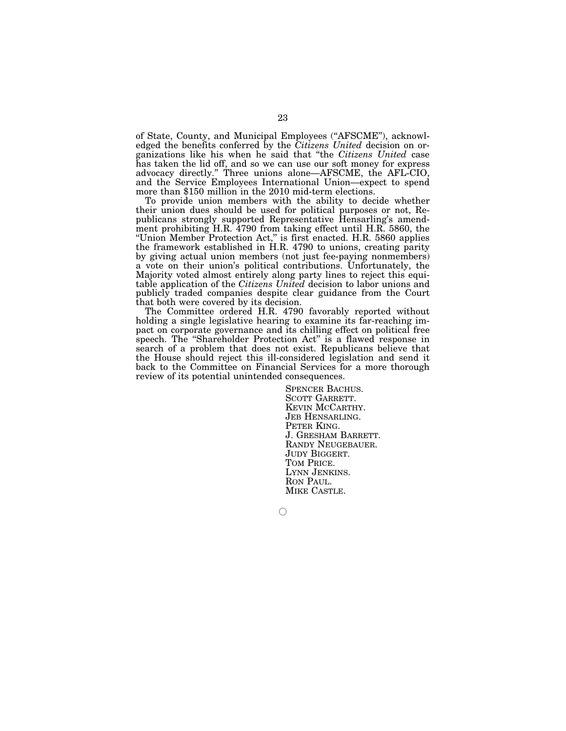of State, County, and Municipal Employees ("AFSCME"), acknowledged the benefits conferred by the *Citizens United* decision on organizations like his when he said that "the *Citizens United* case has taken the lid off, and so we can use our soft money for express advocacy directly." Three unions alone—AFSCME, the AFL-CIO, and the Service Employees International Union—expect to spend more than $150 million in the 2010 mid-term elections.

To provide union members with the ability to decide whether their union dues should be used for political purposes or not, Republicans strongly supported Representative Hensarling's amendment prohibiting H.R. 4790 from taking effect until H.R. 5860, the "Union Member Protection Act," is first enacted. H.R. 5860 applies the framework established in H.R. 4790 to unions, creating parity by giving actual union members (not just fee-paying nonmembers) a vote on their union's political contributions. Unfortunately, the Majority voted almost entirely along party lines to reject this equitable application of the *Citizens United* decision to labor unions and publicly traded companies despite clear guidance from the Court that both were covered by its decision.

The Committee ordered H.R. 4790 favorably reported without holding a single legislative hearing to examine its far-reaching impact on corporate governance and its chilling effect on political free speech. The "Shareholder Protection Act" is a flawed response in search of a problem that does not exist. Republicans believe that the House should reject this ill-considered legislation and send it back to the Committee on Financial Services for a more thorough review of its potential unintended consequences.

SPENCER BACHUS.
SCOTT GARRETT.
KEVIN MCCARTHY.
JEB HENSARLING.
PETER KING.
J. GRESHAM BARRETT.
RANDY NEUGEBAUER.
JUDY BIGGERT.
TOM PRICE.
LYNN JENKINS.
RON PAUL.
MIKE CASTLE.